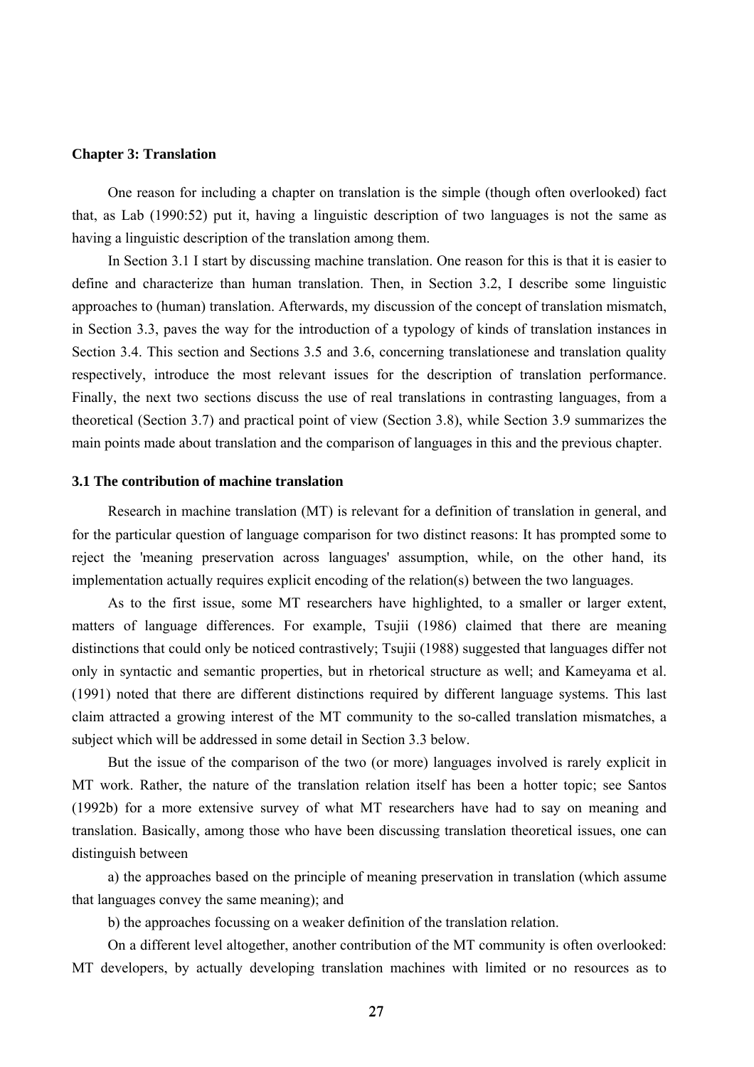## Chapter 3: Translation

One reason for including a chapter on translation is the simple (though often overlooked) fact that, as Lab (1990:52) put it, having a linguistic description of two languages is not the same as having a linguistic description of the translation among them.

In Section 3.1 I start by discussing machine translation. One reason for this is that it is easier to define and characterize than human translation. Then, in Section 3.2, I describe some linguistic approaches to (human) translation. Afterwards, my discussion of the concept of translation mismatch, in Section 3.3, paves the way for the introduction of a typology of kinds of translation instances in Section 3.4. This section and Sections 3.5 and 3.6, concerning translationese and translation quality respectively, introduce the most relevant issues for the description of translation performance. Finally, the next two sections discuss the use of real translations in contrasting languages, from a theoretical (Section 3.7) and practical point of view (Section 3.8), while Section 3.9 summarizes the main points made about translation and the comparison of languages in this and the previous chapter.

### 3.1 The contribution of machine translation

Research in machine translation (MT) is relevant for a definition of translation in general, and for the particular question of language comparison for two distinct reasons: It has prompted some to reject the 'meaning preservation across languages' assumption, while, on the other hand, its implementation actually requires explicit encoding of the relation(s) between the two languages.

As to the first issue, some MT researchers have highlighted, to a smaller or larger extent, matters of language differences. For example, Tsujii (1986) claimed that there are meaning distinctions that could only be noticed contrastively; Tsujii (1988) suggested that languages differ not only in syntactic and semantic properties, but in rhetorical structure as well; and Kameyama et al. (1991) noted that there are different distinctions required by different language systems. This last claim attracted a growing interest of the MT community to the so-called translation mismatches, a subject which will be addressed in some detail in Section 3.3 below.

But the issue of the comparison of the two (or more) languages involved is rarely explicit in MT work. Rather, the nature of the translation relation itself has been a hotter topic; see Santos (1992b) for a more extensive survey of what MT researchers have had to say on meaning and translation. Basically, among those who have been discussing translation theoretical issues, one can distinguish between

a) the approaches based on the principle of meaning preservation in translation (which assume that languages convey the same meaning); and

b) the approaches focussing on a weaker definition of the translation relation.

On a different level altogether, another contribution of the MT community is often overlooked: MT developers, by actually developing translation machines with limited or no resources as to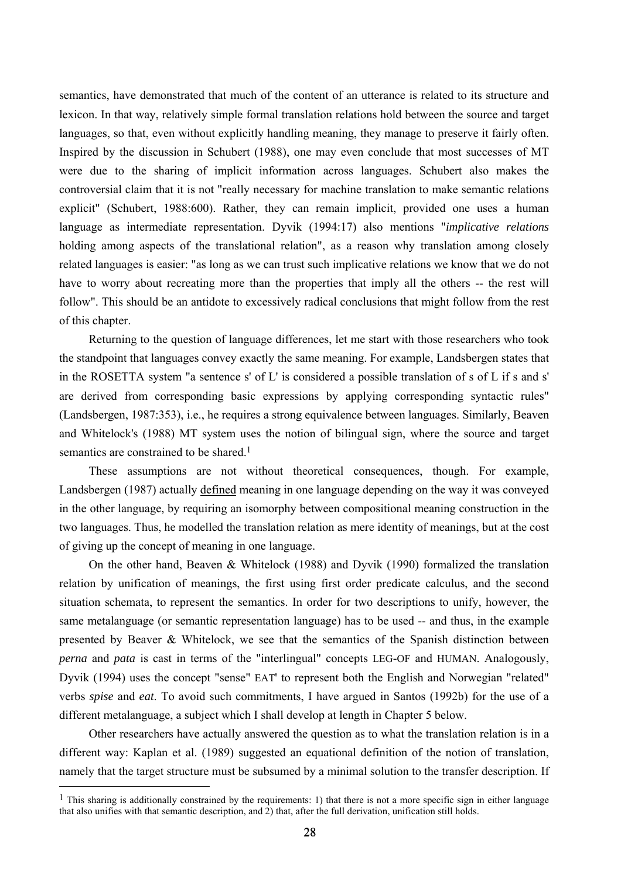semantics, have demonstrated that much of the content of an utterance is related to its structure and lexicon. In that way, relatively simple formal translation relations hold between the source and target languages, so that, even without explicitly handling meaning, they manage to preserve it fairly often. Inspired by the discussion in Schubert (1988), one may even conclude that most successes of MT were due to the sharing of implicit information across languages. Schubert also makes the controversial claim that it is not "really necessary for machine translation to make semantic relations explicit" (Schubert, 1988:600). Rather, they can remain implicit, provided one uses a human language as intermediate representation. Dyvik (1994:17) also mentions "*implicative relations* holding among aspects of the translational relation", as a reason why translation among closely related languages is easier: "as long as we can trust such implicative relations we know that we do not have to worry about recreating more than the properties that imply all the others -- the rest will follow". This should be an antidote to excessively radical conclusions that might follow from the rest of this chapter.

Returning to the question of language differences, let me start with those researchers who took the standpoint that languages convey exactly the same meaning. For example, Landsbergen states that in the ROSETTA system "a sentence s' of L' is considered a possible translation of s of L if s and s' are derived from corresponding basic expressions by applying corresponding syntactic rules" (Landsbergen, 1987:353), i.e., he requires a strong equivalence between languages. Similarly, Beaven and Whitelock's (1988) MT system uses the notion of bilingual sign, where the source and target semantics are constrained to be shared.[1]

These assumptions are not without theoretical consequences, though. For example, Landsbergen (1987) actually <u>defined</u> meaning in one language depending on the way it was conveyed in the other language, by requiring an isomorphy between compositional meaning construction in the two languages. Thus, he modelled the translation relation as mere identity of meanings, but at the cost of giving up the concept of meaning in one language.

On the other hand, Beaven & Whitelock (1988) and Dyvik (1990) formalized the translation relation by unification of meanings, the first using first order predicate calculus, and the second situation schemata, to represent the semantics. In order for two descriptions to unify, however, the same metalanguage (or semantic representation language) has to be used -- and thus, in the example presented by Beaver & Whitelock, we see that the semantics of the Spanish distinction between *perna* and *pata* is cast in terms of the "interlingual" concepts LEG-OF and HUMAN. Analogously, Dyvik (1994) uses the concept "sense" EAT' to represent both the English and Norwegian "related" verbs *spise* and *eat.* To avoid such commitments, I have argued in Santos (1992b) for the use of a different metalanguage, a subject which I shall develop at length in Chapter 5 below.

Other researchers have actually answered the question as to what the translation relation is in a different way: Kaplan et al. (1989) suggested an equational definition of the notion of translation, namely that the target structure must be subsumed by a minimal solution to the transfer description. If

[1] This sharing is additionally constrained by the requirements: 1) that there is not a more specific sign in either language that also unifies with that semantic description, and 2) that, after the full derivation, unification still holds.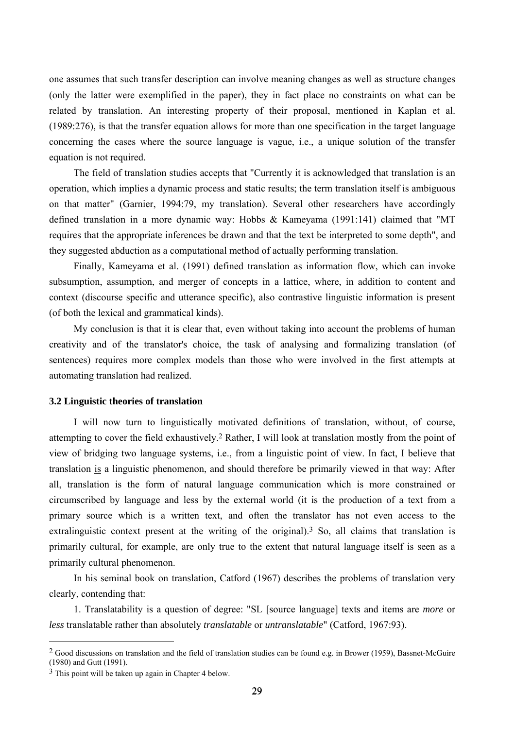one assumes that such transfer description can involve meaning changes as well as structure changes (only the latter were exemplified in the paper), they in fact place no constraints on what can be related by translation. An interesting property of their proposal, mentioned in Kaplan et al. (1989:276), is that the transfer equation allows for more than one specification in the target language concerning the cases where the source language is vague, i.e., a unique solution of the transfer equation is not required.

The field of translation studies accepts that "Currently it is acknowledged that translation is an operation, which implies a dynamic process and static results; the term translation itself is ambiguous on that matter" (Garnier, 1994:79, my translation). Several other researchers have accordingly defined translation in a more dynamic way: Hobbs & Kameyama (1991:141) claimed that "MT requires that the appropriate inferences be drawn and that the text be interpreted to some depth", and they suggested abduction as a computational method of actually performing translation.

Finally, Kameyama et al. (1991) defined translation as information flow, which can invoke subsumption, assumption, and merger of concepts in a lattice, where, in addition to content and context (discourse specific and utterance specific), also contrastive linguistic information is present (of both the lexical and grammatical kinds).

My conclusion is that it is clear that, even without taking into account the problems of human creativity and of the translator's choice, the task of analysing and formalizing translation (of sentences) requires more complex models than those who were involved in the first attempts at automating translation had realized.

### 3.2 Linguistic theories of translation

I will now turn to linguistically motivated definitions of translation, without, of course, attempting to cover the field exhaustively.[2] Rather, I will look at translation mostly from the point of view of bridging two language systems, i.e., from a linguistic point of view. In fact, I believe that translation <u>is</u> a linguistic phenomenon, and should therefore be primarily viewed in that way: After all, translation is the form of natural language communication which is more constrained or circumscribed by language and less by the external world (it is the production of a text from a primary source which is a written text, and often the translator has not even access to the extralinguistic context present at the writing of the original).[3] So, all claims that translation is primarily cultural, for example, are only true to the extent that natural language itself is seen as a primarily cultural phenomenon.

In his seminal book on translation, Catford (1967) describes the problems of translation very clearly, contending that:

1. Translatability is a question of degree: "SL [source language] texts and items are *more* or *less* translatable rather than absolutely *translatable* or *untranslatable*" (Catford, 1967:93).

---

[2] Good discussions on translation and the field of translation studies can be found e.g. in Brower (1959), Bassnet-McGuire (1980) and Gutt (1991).

[3] This point will be taken up again in Chapter 4 below.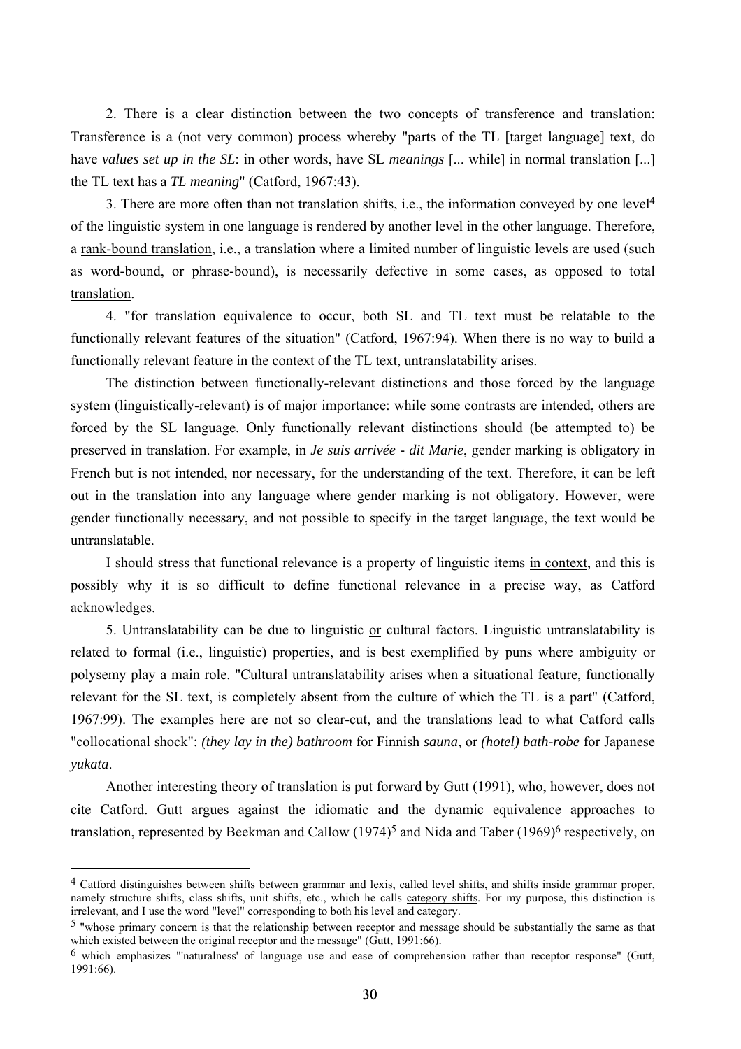2. There is a clear distinction between the two concepts of transference and translation: Transference is a (not very common) process whereby "parts of the TL [target language] text, do have *values set up in the SL*: in other words, have SL *meanings* [... while] in normal translation [...] the TL text has a *TL meaning*" (Catford, 1967:43).

3. There are more often than not translation shifts, i.e., the information conveyed by one level[4] of the linguistic system in one language is rendered by another level in the other language. Therefore, a rank-bound translation, i.e., a translation where a limited number of linguistic levels are used (such as word-bound, or phrase-bound), is necessarily defective in some cases, as opposed to total translation.

4. "for translation equivalence to occur, both SL and TL text must be relatable to the functionally relevant features of the situation" (Catford, 1967:94). When there is no way to build a functionally relevant feature in the context of the TL text, untranslatability arises.

The distinction between functionally-relevant distinctions and those forced by the language system (linguistically-relevant) is of major importance: while some contrasts are intended, others are forced by the SL language. Only functionally relevant distinctions should (be attempted to) be preserved in translation. For example, in *Je suis arrivée - dit Marie*, gender marking is obligatory in French but is not intended, nor necessary, for the understanding of the text. Therefore, it can be left out in the translation into any language where gender marking is not obligatory. However, were gender functionally necessary, and not possible to specify in the target language, the text would be untranslatable.

I should stress that functional relevance is a property of linguistic items in context, and this is possibly why it is so difficult to define functional relevance in a precise way, as Catford acknowledges.

5. Untranslatability can be due to linguistic or cultural factors. Linguistic untranslatability is related to formal (i.e., linguistic) properties, and is best exemplified by puns where ambiguity or polysemy play a main role. "Cultural untranslatability arises when a situational feature, functionally relevant for the SL text, is completely absent from the culture of which the TL is a part" (Catford, 1967:99). The examples here are not so clear-cut, and the translations lead to what Catford calls "collocational shock": *(they lay in the) bathroom* for Finnish *sauna*, or *(hotel) bath-robe* for Japanese *yukata*.

Another interesting theory of translation is put forward by Gutt (1991), who, however, does not cite Catford. Gutt argues against the idiomatic and the dynamic equivalence approaches to translation, represented by Beekman and Callow (1974)[5] and Nida and Taber (1969)[6] respectively, on

---

[4] Catford distinguishes between shifts between grammar and lexis, called level shifts, and shifts inside grammar proper, namely structure shifts, class shifts, unit shifts, etc., which he calls category shifts. For my purpose, this distinction is irrelevant, and I use the word "level" corresponding to both his level and category.

[5] "whose primary concern is that the relationship between receptor and message should be substantially the same as that which existed between the original receptor and the message" (Gutt, 1991:66).

[6] which emphasizes "'naturalness' of language use and ease of comprehension rather than receptor response" (Gutt, 1991:66).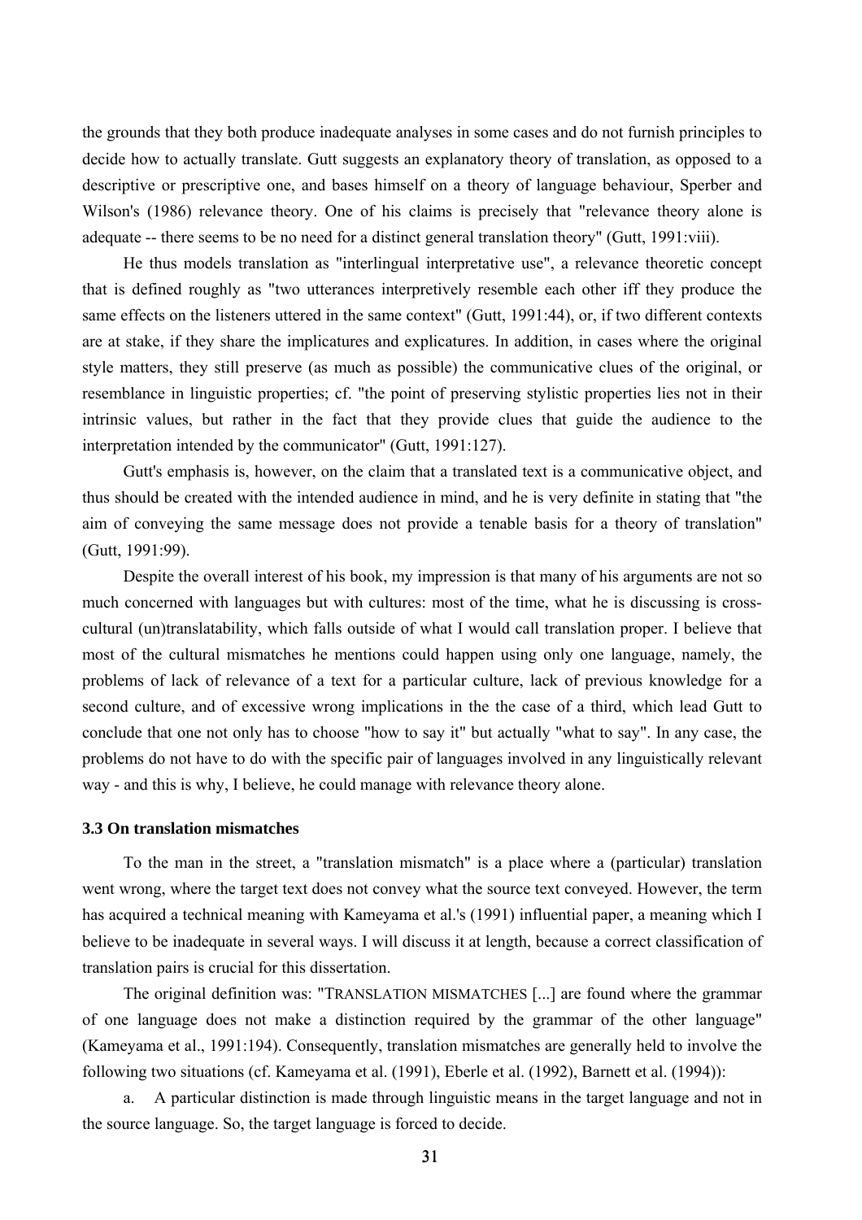the grounds that they both produce inadequate analyses in some cases and do not furnish principles to decide how to actually translate. Gutt suggests an explanatory theory of translation, as opposed to a descriptive or prescriptive one, and bases himself on a theory of language behaviour, Sperber and Wilson's (1986) relevance theory. One of his claims is precisely that "relevance theory alone is adequate -- there seems to be no need for a distinct general translation theory" (Gutt, 1991:viii).

He thus models translation as "interlingual interpretative use", a relevance theoretic concept that is defined roughly as "two utterances interpretively resemble each other iff they produce the same effects on the listeners uttered in the same context" (Gutt, 1991:44), or, if two different contexts are at stake, if they share the implicatures and explicatures. In addition, in cases where the original style matters, they still preserve (as much as possible) the communicative clues of the original, or resemblance in linguistic properties; cf. "the point of preserving stylistic properties lies not in their intrinsic values, but rather in the fact that they provide clues that guide the audience to the interpretation intended by the communicator" (Gutt, 1991:127).

Gutt's emphasis is, however, on the claim that a translated text is a communicative object, and thus should be created with the intended audience in mind, and he is very definite in stating that "the aim of conveying the same message does not provide a tenable basis for a theory of translation" (Gutt, 1991:99).

Despite the overall interest of his book, my impression is that many of his arguments are not so much concerned with languages but with cultures: most of the time, what he is discussing is cross-cultural (un)translatability, which falls outside of what I would call translation proper. I believe that most of the cultural mismatches he mentions could happen using only one language, namely, the problems of lack of relevance of a text for a particular culture, lack of previous knowledge for a second culture, and of excessive wrong implications in the the case of a third, which lead Gutt to conclude that one not only has to choose "how to say it" but actually "what to say". In any case, the problems do not have to do with the specific pair of languages involved in any linguistically relevant way - and this is why, I believe, he could manage with relevance theory alone.

### 3.3 On translation mismatches

To the man in the street, a "translation mismatch" is a place where a (particular) translation went wrong, where the target text does not convey what the source text conveyed. However, the term has acquired a technical meaning with Kameyama et al.'s (1991) influential paper, a meaning which I believe to be inadequate in several ways. I will discuss it at length, because a correct classification of translation pairs is crucial for this dissertation.

The original definition was: "TRANSLATION MISMATCHES [...] are found where the grammar of one language does not make a distinction required by the grammar of the other language" (Kameyama et al., 1991:194). Consequently, translation mismatches are generally held to involve the following two situations (cf. Kameyama et al. (1991), Eberle et al. (1992), Barnett et al. (1994)):

a. A particular distinction is made through linguistic means in the target language and not in the source language. So, the target language is forced to decide.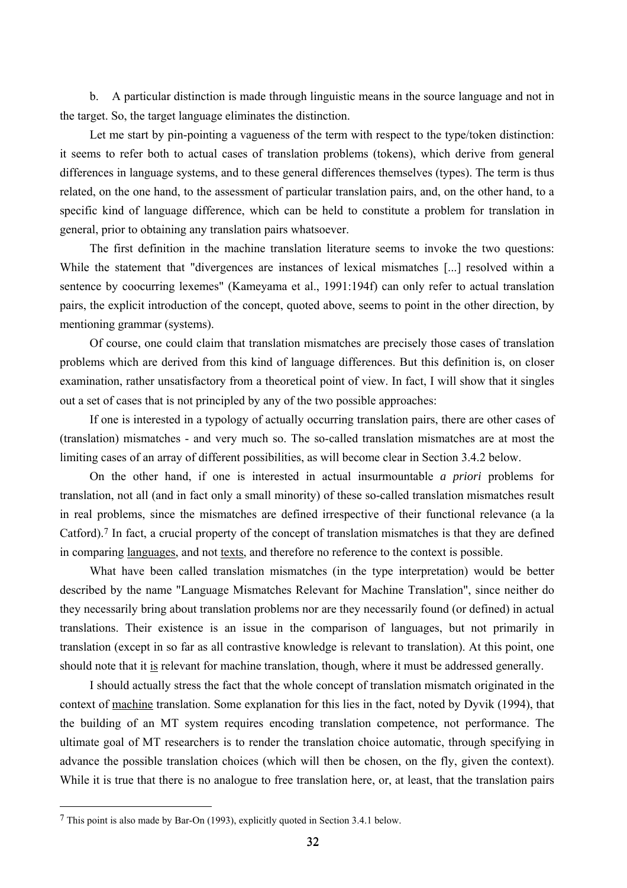b. A particular distinction is made through linguistic means in the source language and not in the target. So, the target language eliminates the distinction.

Let me start by pin-pointing a vagueness of the term with respect to the type/token distinction: it seems to refer both to actual cases of translation problems (tokens), which derive from general differences in language systems, and to these general differences themselves (types). The term is thus related, on the one hand, to the assessment of particular translation pairs, and, on the other hand, to a specific kind of language difference, which can be held to constitute a problem for translation in general, prior to obtaining any translation pairs whatsoever.

The first definition in the machine translation literature seems to invoke the two questions: While the statement that "divergences are instances of lexical mismatches [...] resolved within a sentence by coocurring lexemes" (Kameyama et al., 1991:194f) can only refer to actual translation pairs, the explicit introduction of the concept, quoted above, seems to point in the other direction, by mentioning grammar (systems).

Of course, one could claim that translation mismatches are precisely those cases of translation problems which are derived from this kind of language differences. But this definition is, on closer examination, rather unsatisfactory from a theoretical point of view. In fact, I will show that it singles out a set of cases that is not principled by any of the two possible approaches:

If one is interested in a typology of actually occurring translation pairs, there are other cases of (translation) mismatches - and very much so. The so-called translation mismatches are at most the limiting cases of an array of different possibilities, as will become clear in Section 3.4.2 below.

On the other hand, if one is interested in actual insurmountable *a priori* problems for translation, not all (and in fact only a small minority) of these so-called translation mismatches result in real problems, since the mismatches are defined irrespective of their functional relevance (a la Catford).[7] In fact, a crucial property of the concept of translation mismatches is that they are defined in comparing <u>languages</u>, and not <u>texts</u>, and therefore no reference to the context is possible.

What have been called translation mismatches (in the type interpretation) would be better described by the name "Language Mismatches Relevant for Machine Translation", since neither do they necessarily bring about translation problems nor are they necessarily found (or defined) in actual translations. Their existence is an issue in the comparison of languages, but not primarily in translation (except in so far as all contrastive knowledge is relevant to translation). At this point, one should note that it <u>is</u> relevant for machine translation, though, where it must be addressed generally.

I should actually stress the fact that the whole concept of translation mismatch originated in the context of <u>machine</u> translation. Some explanation for this lies in the fact, noted by Dyvik (1994), that the building of an MT system requires encoding translation competence, not performance. The ultimate goal of MT researchers is to render the translation choice automatic, through specifying in advance the possible translation choices (which will then be chosen, on the fly, given the context). While it is true that there is no analogue to free translation here, or, at least, that the translation pairs

---

[7] This point is also made by Bar-On (1993), explicitly quoted in Section 3.4.1 below.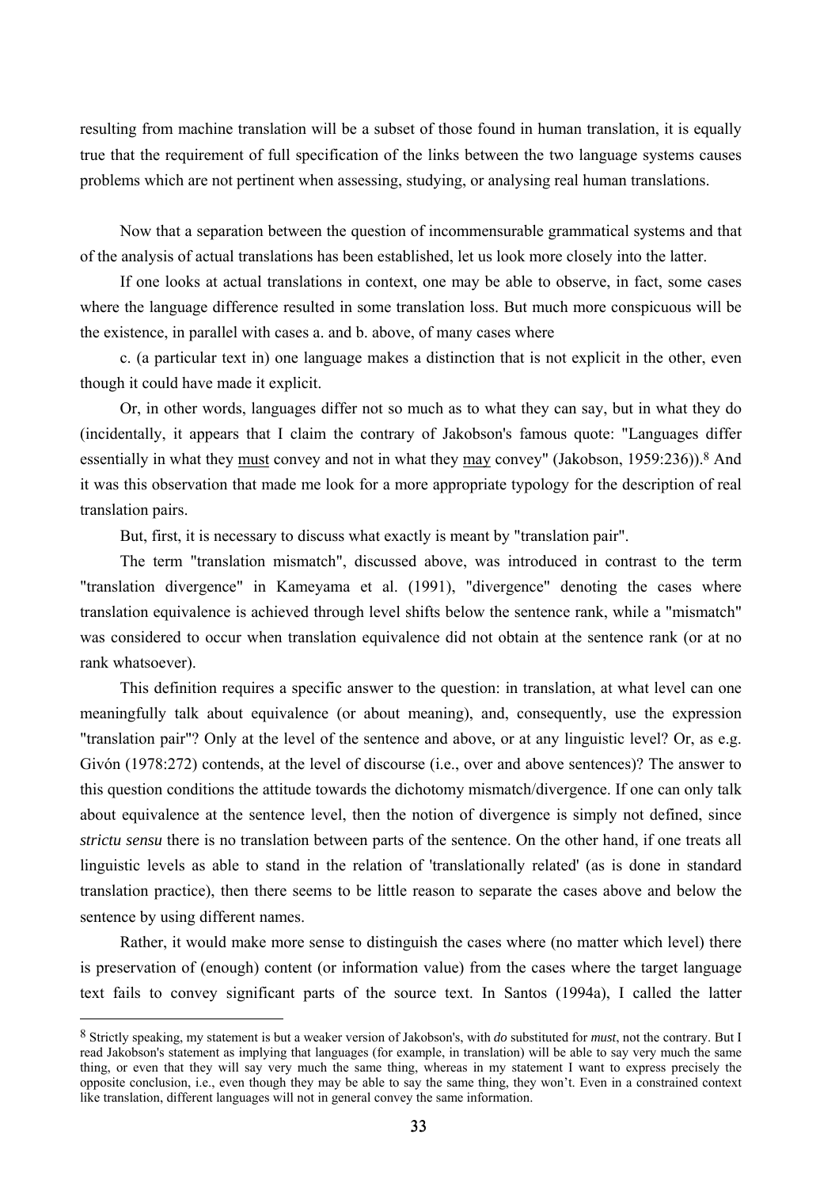resulting from machine translation will be a subset of those found in human translation, it is equally true that the requirement of full specification of the links between the two language systems causes problems which are not pertinent when assessing, studying, or analysing real human translations.

Now that a separation between the question of incommensurable grammatical systems and that of the analysis of actual translations has been established, let us look more closely into the latter.

If one looks at actual translations in context, one may be able to observe, in fact, some cases where the language difference resulted in some translation loss. But much more conspicuous will be the existence, in parallel with cases a. and b. above, of many cases where

c. (a particular text in) one language makes a distinction that is not explicit in the other, even though it could have made it explicit.

Or, in other words, languages differ not so much as to what they can say, but in what they do (incidentally, it appears that I claim the contrary of Jakobson's famous quote: "Languages differ essentially in what they <u>must</u> convey and not in what they <u>may</u> convey" (Jakobson, 1959:236)).[8] And it was this observation that made me look for a more appropriate typology for the description of real translation pairs.

But, first, it is necessary to discuss what exactly is meant by "translation pair".

The term "translation mismatch", discussed above, was introduced in contrast to the term "translation divergence" in Kameyama et al. (1991), "divergence" denoting the cases where translation equivalence is achieved through level shifts below the sentence rank, while a "mismatch" was considered to occur when translation equivalence did not obtain at the sentence rank (or at no rank whatsoever).

This definition requires a specific answer to the question: in translation, at what level can one meaningfully talk about equivalence (or about meaning), and, consequently, use the expression "translation pair"? Only at the level of the sentence and above, or at any linguistic level? Or, as e.g. Givón (1978:272) contends, at the level of discourse (i.e., over and above sentences)? The answer to this question conditions the attitude towards the dichotomy mismatch/divergence. If one can only talk about equivalence at the sentence level, then the notion of divergence is simply not defined, since *strictu sensu* there is no translation between parts of the sentence. On the other hand, if one treats all linguistic levels as able to stand in the relation of 'translationally related' (as is done in standard translation practice), then there seems to be little reason to separate the cases above and below the sentence by using different names.

Rather, it would make more sense to distinguish the cases where (no matter which level) there is preservation of (enough) content (or information value) from the cases where the target language text fails to convey significant parts of the source text. In Santos (1994a), I called the latter

---

[8] Strictly speaking, my statement is but a weaker version of Jakobson's, with *do* substituted for *must*, not the contrary. But I read Jakobson's statement as implying that languages (for example, in translation) will be able to say very much the same thing, or even that they will say very much the same thing, whereas in my statement I want to express precisely the opposite conclusion, i.e., even though they may be able to say the same thing, they won't. Even in a constrained context like translation, different languages will not in general convey the same information.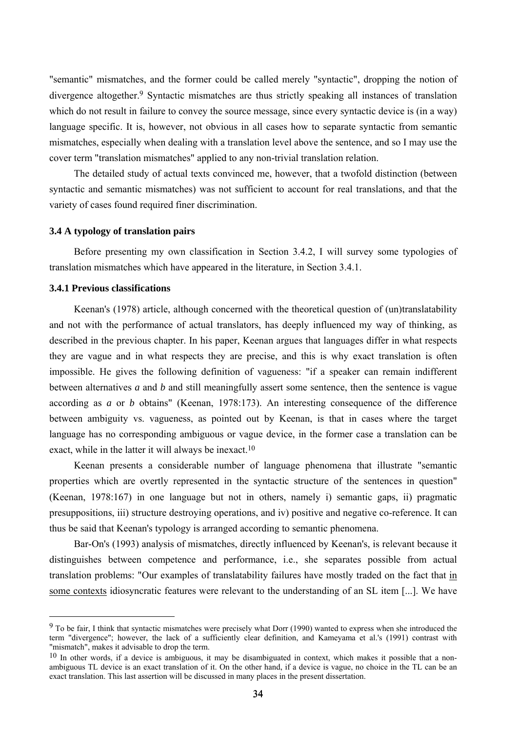"semantic" mismatches, and the former could be called merely "syntactic", dropping the notion of divergence altogether.[9] Syntactic mismatches are thus strictly speaking all instances of translation which do not result in failure to convey the source message, since every syntactic device is (in a way) language specific. It is, however, not obvious in all cases how to separate syntactic from semantic mismatches, especially when dealing with a translation level above the sentence, and so I may use the cover term "translation mismatches" applied to any non-trivial translation relation.

The detailed study of actual texts convinced me, however, that a twofold distinction (between syntactic and semantic mismatches) was not sufficient to account for real translations, and that the variety of cases found required finer discrimination.

### 3.4 A typology of translation pairs

Before presenting my own classification in Section 3.4.2, I will survey some typologies of translation mismatches which have appeared in the literature, in Section 3.4.1.

#### 3.4.1 Previous classifications

Keenan's (1978) article, although concerned with the theoretical question of (un)translatability and not with the performance of actual translators, has deeply influenced my way of thinking, as described in the previous chapter. In his paper, Keenan argues that languages differ in what respects they are vague and in what respects they are precise, and this is why exact translation is often impossible. He gives the following definition of vagueness: "if a speaker can remain indifferent between alternatives *a* and *b* and still meaningfully assert some sentence, then the sentence is vague according as *a* or *b* obtains" (Keenan, 1978:173). An interesting consequence of the difference between ambiguity vs. vagueness, as pointed out by Keenan, is that in cases where the target language has no corresponding ambiguous or vague device, in the former case a translation can be exact, while in the latter it will always be inexact.[10]

Keenan presents a considerable number of language phenomena that illustrate "semantic properties which are overtly represented in the syntactic structure of the sentences in question" (Keenan, 1978:167) in one language but not in others, namely i) semantic gaps, ii) pragmatic presuppositions, iii) structure destroying operations, and iv) positive and negative co-reference. It can thus be said that Keenan's typology is arranged according to semantic phenomena.

Bar-On's (1993) analysis of mismatches, directly influenced by Keenan's, is relevant because it distinguishes between competence and performance, i.e., she separates possible from actual translation problems: "Our examples of translatability failures have mostly traded on the fact that <u>in some contexts</u> idiosyncratic features were relevant to the understanding of an SL item [...]. We have

---

[9] To be fair, I think that syntactic mismatches were precisely what Dorr (1990) wanted to express when she introduced the term "divergence"; however, the lack of a sufficiently clear definition, and Kameyama et al.'s (1991) contrast with "mismatch", makes it advisable to drop the term.

[10] In other words, if a device is ambiguous, it may be disambiguated in context, which makes it possible that a non-ambiguous TL device is an exact translation of it. On the other hand, if a device is vague, no choice in the TL can be an exact translation. This last assertion will be discussed in many places in the present dissertation.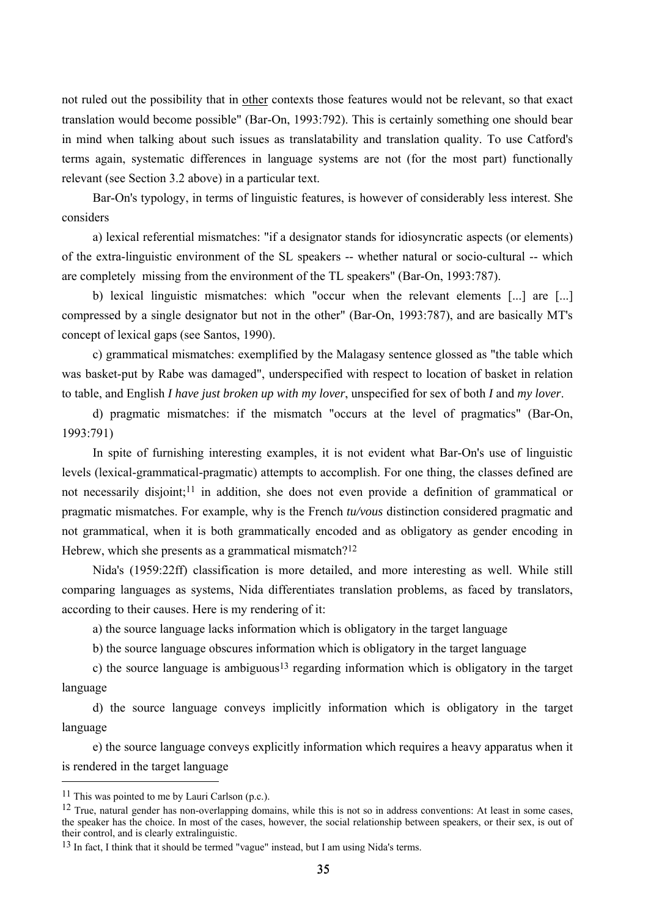not ruled out the possibility that in <u>other</u> contexts those features would not be relevant, so that exact translation would become possible" (Bar-On, 1993:792). This is certainly something one should bear in mind when talking about such issues as translatability and translation quality. To use Catford's terms again, systematic differences in language systems are not (for the most part) functionally relevant (see Section 3.2 above) in a particular text.

Bar-On's typology, in terms of linguistic features, is however of considerably less interest. She considers

a) lexical referential mismatches: "if a designator stands for idiosyncratic aspects (or elements) of the extra-linguistic environment of the SL speakers -- whether natural or socio-cultural -- which are completely missing from the environment of the TL speakers" (Bar-On, 1993:787).

b) lexical linguistic mismatches: which "occur when the relevant elements [...] are [...] compressed by a single designator but not in the other" (Bar-On, 1993:787), and are basically MT's concept of lexical gaps (see Santos, 1990).

c) grammatical mismatches: exemplified by the Malagasy sentence glossed as "the table which was basket-put by Rabe was damaged", underspecified with respect to location of basket in relation to table, and English *I have just broken up with my lover*, unspecified for sex of both *I* and *my lover*.

d) pragmatic mismatches: if the mismatch "occurs at the level of pragmatics" (Bar-On, 1993:791)

In spite of furnishing interesting examples, it is not evident what Bar-On's use of linguistic levels (lexical-grammatical-pragmatic) attempts to accomplish. For one thing, the classes defined are not necessarily disjoint;[11] in addition, she does not even provide a definition of grammatical or pragmatic mismatches. For example, why is the French *tu/vous* distinction considered pragmatic and not grammatical, when it is both grammatically encoded and as obligatory as gender encoding in Hebrew, which she presents as a grammatical mismatch?[12]

Nida's (1959:22ff) classification is more detailed, and more interesting as well. While still comparing languages as systems, Nida differentiates translation problems, as faced by translators, according to their causes. Here is my rendering of it:

a) the source language lacks information which is obligatory in the target language

b) the source language obscures information which is obligatory in the target language

c) the source language is ambiguous[13] regarding information which is obligatory in the target language

d) the source language conveys implicitly information which is obligatory in the target language

e) the source language conveys explicitly information which requires a heavy apparatus when it is rendered in the target language

---

[11] This was pointed to me by Lauri Carlson (p.c.).

[12] True, natural gender has non-overlapping domains, while this is not so in address conventions: At least in some cases, the speaker has the choice. In most of the cases, however, the social relationship between speakers, or their sex, is out of their control, and is clearly extralinguistic.

[13] In fact, I think that it should be termed "vague" instead, but I am using Nida's terms.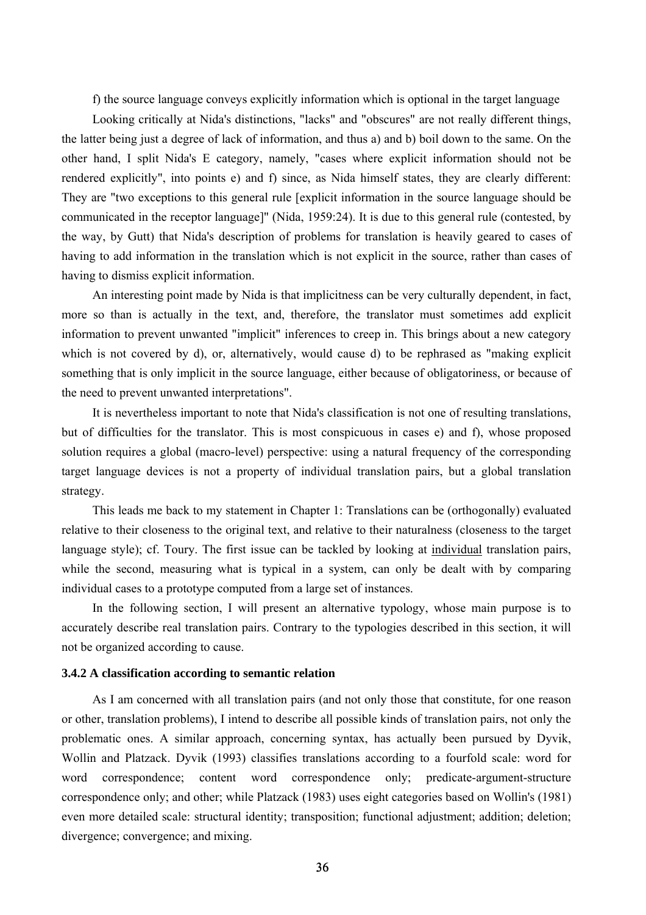f) the source language conveys explicitly information which is optional in the target language

Looking critically at Nida's distinctions, "lacks" and "obscures" are not really different things, the latter being just a degree of lack of information, and thus a) and b) boil down to the same. On the other hand, I split Nida's E category, namely, "cases where explicit information should not be rendered explicitly", into points e) and f) since, as Nida himself states, they are clearly different: They are "two exceptions to this general rule [explicit information in the source language should be communicated in the receptor language]" (Nida, 1959:24). It is due to this general rule (contested, by the way, by Gutt) that Nida's description of problems for translation is heavily geared to cases of having to add information in the translation which is not explicit in the source, rather than cases of having to dismiss explicit information.

An interesting point made by Nida is that implicitness can be very culturally dependent, in fact, more so than is actually in the text, and, therefore, the translator must sometimes add explicit information to prevent unwanted "implicit" inferences to creep in. This brings about a new category which is not covered by d), or, alternatively, would cause d) to be rephrased as "making explicit something that is only implicit in the source language, either because of obligatoriness, or because of the need to prevent unwanted interpretations".

It is nevertheless important to note that Nida's classification is not one of resulting translations, but of difficulties for the translator. This is most conspicuous in cases e) and f), whose proposed solution requires a global (macro-level) perspective: using a natural frequency of the corresponding target language devices is not a property of individual translation pairs, but a global translation strategy.

This leads me back to my statement in Chapter 1: Translations can be (orthogonally) evaluated relative to their closeness to the original text, and relative to their naturalness (closeness to the target language style); cf. Toury. The first issue can be tackled by looking at <u>individual</u> translation pairs, while the second, measuring what is typical in a system, can only be dealt with by comparing individual cases to a prototype computed from a large set of instances.

In the following section, I will present an alternative typology, whose main purpose is to accurately describe real translation pairs. Contrary to the typologies described in this section, it will not be organized according to cause.

### 3.4.2 A classification according to semantic relation

As I am concerned with all translation pairs (and not only those that constitute, for one reason or other, translation problems), I intend to describe all possible kinds of translation pairs, not only the problematic ones. A similar approach, concerning syntax, has actually been pursued by Dyvik, Wollin and Platzack. Dyvik (1993) classifies translations according to a fourfold scale: word for word correspondence; content word correspondence only; predicate-argument-structure correspondence only; and other; while Platzack (1983) uses eight categories based on Wollin's (1981) even more detailed scale: structural identity; transposition; functional adjustment; addition; deletion; divergence; convergence; and mixing.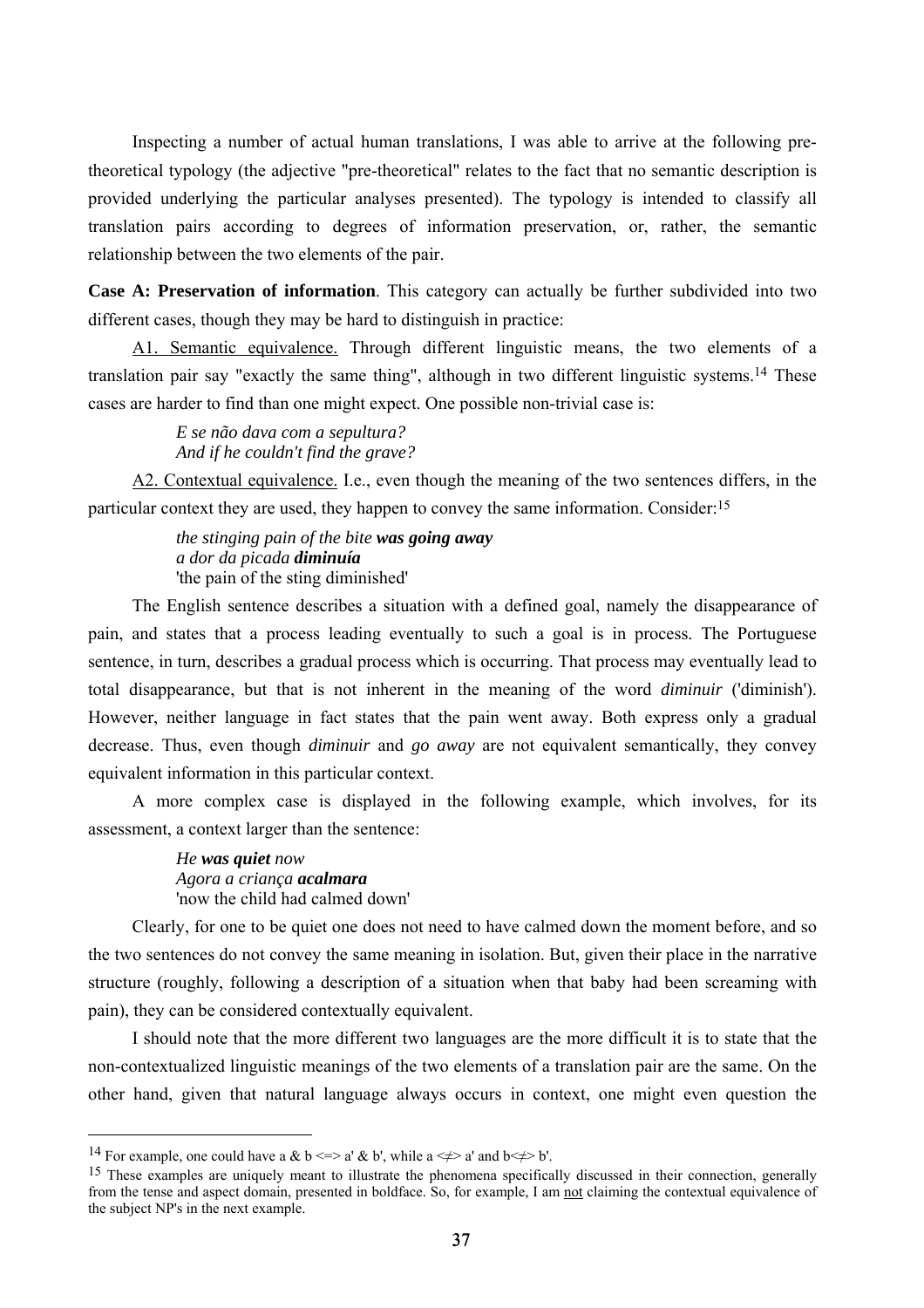Inspecting a number of actual human translations, I was able to arrive at the following pre-theoretical typology (the adjective "pre-theoretical" relates to the fact that no semantic description is provided underlying the particular analyses presented). The typology is intended to classify all translation pairs according to degrees of information preservation, or, rather, the semantic relationship between the two elements of the pair.

**Case A: Preservation of information**. This category can actually be further subdivided into two different cases, though they may be hard to distinguish in practice:

<u>A1. Semantic equivalence.</u> Through different linguistic means, the two elements of a translation pair say "exactly the same thing", although in two different linguistic systems.[14] These cases are harder to find than one might expect. One possible non-trivial case is:

> *E se não dava com a sepultura?*
> *And if he couldn't find the grave?*

<u>A2. Contextual equivalence.</u> I.e., even though the meaning of the two sentences differs, in the particular context they are used, they happen to convey the same information. Consider:[15]

> *the stinging pain of the bite **was going away***
> *a dor da picada **diminuía***
> 'the pain of the sting diminished'

The English sentence describes a situation with a defined goal, namely the disappearance of pain, and states that a process leading eventually to such a goal is in process. The Portuguese sentence, in turn, describes a gradual process which is occurring. That process may eventually lead to total disappearance, but that is not inherent in the meaning of the word *diminuir* ('diminish'). However, neither language in fact states that the pain went away. Both express only a gradual decrease. Thus, even though *diminuir* and *go away* are not equivalent semantically, they convey equivalent information in this particular context.

A more complex case is displayed in the following example, which involves, for its assessment, a context larger than the sentence:

> *He **was quiet** now*
> *Agora a criança **acalmara***
> 'now the child had calmed down'

Clearly, for one to be quiet one does not need to have calmed down the moment before, and so the two sentences do not convey the same meaning in isolation. But, given their place in the narrative structure (roughly, following a description of a situation when that baby had been screaming with pain), they can be considered contextually equivalent.

I should note that the more different two languages are the more difficult it is to state that the non-contextualized linguistic meanings of the two elements of a translation pair are the same. On the other hand, given that natural language always occurs in context, one might even question the

---

[14] For example, one could have a & b <=> a' & b', while a <≠> a' and b<≠> b'.

[15] These examples are uniquely meant to illustrate the phenomena specifically discussed in their connection, generally from the tense and aspect domain, presented in boldface. So, for example, I am <u>not</u> claiming the contextual equivalence of the subject NP's in the next example.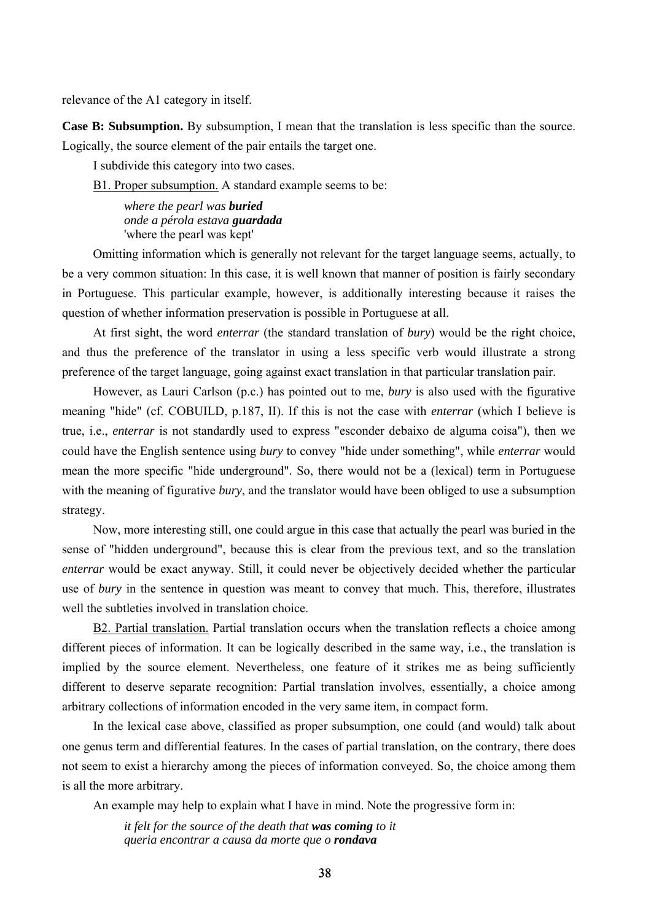relevance of the A1 category in itself.

**Case B: Subsumption.** By subsumption, I mean that the translation is less specific than the source. Logically, the source element of the pair entails the target one.

I subdivide this category into two cases.

B1. Proper subsumption. A standard example seems to be:

> *where the pearl was* ***buried***
> *onde a pérola estava* ***guardada***
> 'where the pearl was kept'

Omitting information which is generally not relevant for the target language seems, actually, to be a very common situation: In this case, it is well known that manner of position is fairly secondary in Portuguese. This particular example, however, is additionally interesting because it raises the question of whether information preservation is possible in Portuguese at all.

At first sight, the word *enterrar* (the standard translation of *bury*) would be the right choice, and thus the preference of the translator in using a less specific verb would illustrate a strong preference of the target language, going against exact translation in that particular translation pair.

However, as Lauri Carlson (p.c.) has pointed out to me, *bury* is also used with the figurative meaning "hide" (cf. COBUILD, p.187, II). If this is not the case with *enterrar* (which I believe is true, i.e., *enterrar* is not standardly used to express "esconder debaixo de alguma coisa"), then we could have the English sentence using *bury* to convey "hide under something", while *enterrar* would mean the more specific "hide underground". So, there would not be a (lexical) term in Portuguese with the meaning of figurative *bury*, and the translator would have been obliged to use a subsumption strategy.

Now, more interesting still, one could argue in this case that actually the pearl was buried in the sense of "hidden underground", because this is clear from the previous text, and so the translation *enterrar* would be exact anyway. Still, it could never be objectively decided whether the particular use of *bury* in the sentence in question was meant to convey that much. This, therefore, illustrates well the subtleties involved in translation choice.

B2. Partial translation. Partial translation occurs when the translation reflects a choice among different pieces of information. It can be logically described in the same way, i.e., the translation is implied by the source element. Nevertheless, one feature of it strikes me as being sufficiently different to deserve separate recognition: Partial translation involves, essentially, a choice among arbitrary collections of information encoded in the very same item, in compact form.

In the lexical case above, classified as proper subsumption, one could (and would) talk about one genus term and differential features. In the cases of partial translation, on the contrary, there does not seem to exist a hierarchy among the pieces of information conveyed. So, the choice among them is all the more arbitrary.

An example may help to explain what I have in mind. Note the progressive form in:

> *it felt for the source of the death that* ***was coming*** *to it*
> *queria encontrar a causa da morte que o* ***rondava***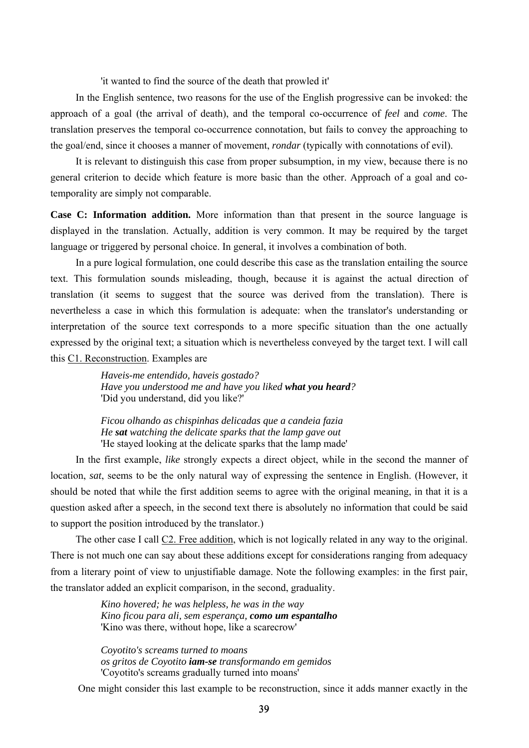'it wanted to find the source of the death that prowled it'

In the English sentence, two reasons for the use of the English progressive can be invoked: the approach of a goal (the arrival of death), and the temporal co-occurrence of *feel* and *come*. The translation preserves the temporal co-occurrence connotation, but fails to convey the approaching to the goal/end, since it chooses a manner of movement, *rondar* (typically with connotations of evil).

It is relevant to distinguish this case from proper subsumption, in my view, because there is no general criterion to decide which feature is more basic than the other. Approach of a goal and co-temporality are simply not comparable.

**Case C: Information addition.** More information than that present in the source language is displayed in the translation. Actually, addition is very common. It may be required by the target language or triggered by personal choice. In general, it involves a combination of both.

In a pure logical formulation, one could describe this case as the translation entailing the source text. This formulation sounds misleading, though, because it is against the actual direction of translation (it seems to suggest that the source was derived from the translation). There is nevertheless a case in which this formulation is adequate: when the translator's understanding or interpretation of the source text corresponds to a more specific situation than the one actually expressed by the original text; a situation which is nevertheless conveyed by the target text. I will call this <u>C1. Reconstruction</u>. Examples are

> *Haveis-me entendido, haveis gostado?*
> *Have you understood me and have you liked **what you heard**?*
> 'Did you understand, did you like?'

> *Ficou olhando as chispinhas delicadas que a candeia fazia*
> *He **sat** watching the delicate sparks that the lamp gave out*
> 'He stayed looking at the delicate sparks that the lamp made'

In the first example, *like* strongly expects a direct object, while in the second the manner of location, *sat*, seems to be the only natural way of expressing the sentence in English. (However, it should be noted that while the first addition seems to agree with the original meaning, in that it is a question asked after a speech, in the second text there is absolutely no information that could be said to support the position introduced by the translator.)

The other case I call <u>C2. Free addition</u>, which is not logically related in any way to the original. There is not much one can say about these additions except for considerations ranging from adequacy from a literary point of view to unjustifiable damage. Note the following examples: in the first pair, the translator added an explicit comparison, in the second, graduality.

> *Kino hovered; he was helpless, he was in the way*
> *Kino ficou para ali, sem esperança, **como um espantalho***
> 'Kino was there, without hope, like a scarecrow'

> *Coyotito's screams turned to moans*
> *os gritos de Coyotito **iam-se** transformando em gemidos*
> 'Coyotito's screams gradually turned into moans'

One might consider this last example to be reconstruction, since it adds manner exactly in the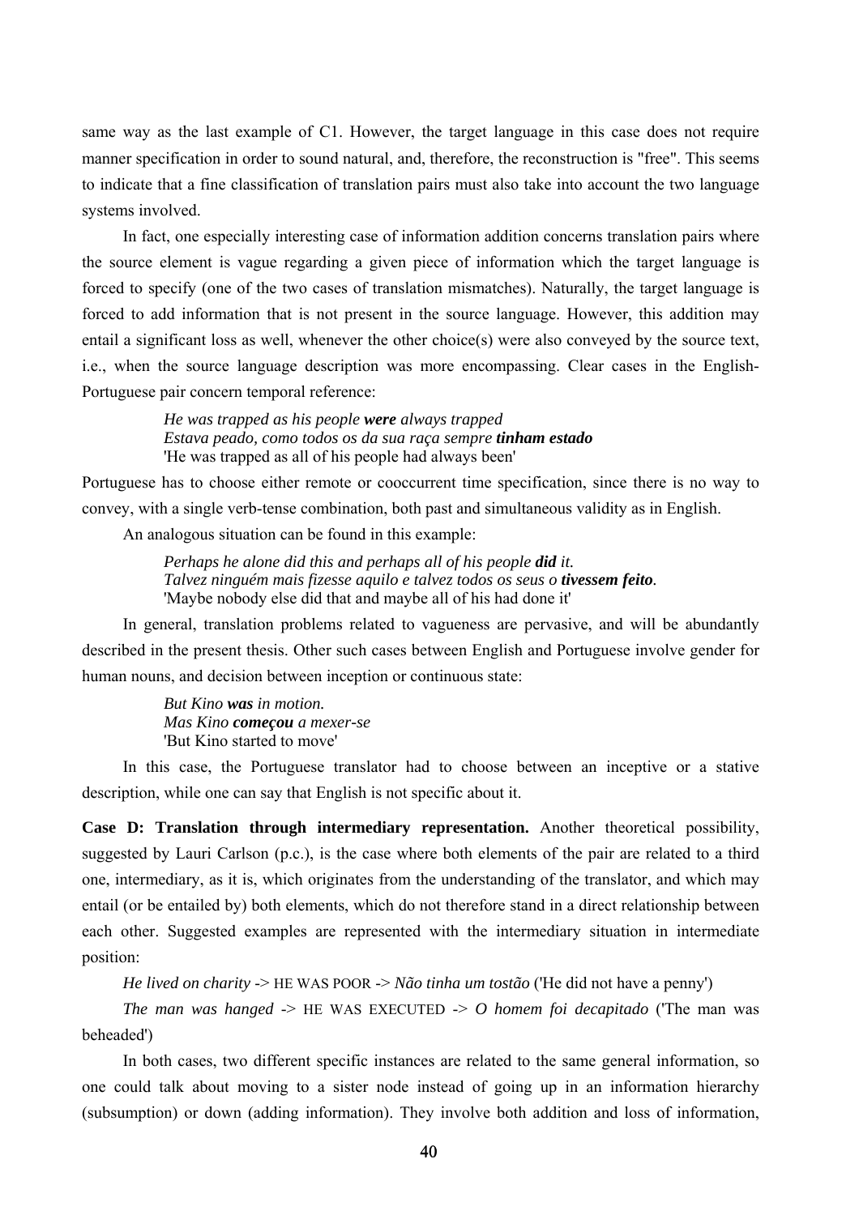same way as the last example of C1. However, the target language in this case does not require manner specification in order to sound natural, and, therefore, the reconstruction is "free". This seems to indicate that a fine classification of translation pairs must also take into account the two language systems involved.

In fact, one especially interesting case of information addition concerns translation pairs where the source element is vague regarding a given piece of information which the target language is forced to specify (one of the two cases of translation mismatches). Naturally, the target language is forced to add information that is not present in the source language. However, this addition may entail a significant loss as well, whenever the other choice(s) were also conveyed by the source text, i.e., when the source language description was more encompassing. Clear cases in the English-Portuguese pair concern temporal reference:

> *He was trapped as his people **were** always trapped*
> *Estava peado, como todos os da sua raça sempre **tinham estado***
> 'He was trapped as all of his people had always been'

Portuguese has to choose either remote or cooccurrent time specification, since there is no way to convey, with a single verb-tense combination, both past and simultaneous validity as in English.

An analogous situation can be found in this example:

> *Perhaps he alone did this and perhaps all of his people **did** it.*
> *Talvez ninguém mais fizesse aquilo e talvez todos os seus o **tivessem feito**.*
> 'Maybe nobody else did that and maybe all of his had done it'

In general, translation problems related to vagueness are pervasive, and will be abundantly described in the present thesis. Other such cases between English and Portuguese involve gender for human nouns, and decision between inception or continuous state:

> *But Kino **was** in motion.*
> *Mas Kino **começou** a mexer-se*
> 'But Kino started to move'

In this case, the Portuguese translator had to choose between an inceptive or a stative description, while one can say that English is not specific about it.

**Case D: Translation through intermediary representation.** Another theoretical possibility, suggested by Lauri Carlson (p.c.), is the case where both elements of the pair are related to a third one, intermediary, as it is, which originates from the understanding of the translator, and which may entail (or be entailed by) both elements, which do not therefore stand in a direct relationship between each other. Suggested examples are represented with the intermediary situation in intermediate position:

*He lived on charity* -> HE WAS POOR -> *Não tinha um tostão* ('He did not have a penny')

*The man was hanged* -> HE WAS EXECUTED -> *O homem foi decapitado* ('The man was beheaded')

In both cases, two different specific instances are related to the same general information, so one could talk about moving to a sister node instead of going up in an information hierarchy (subsumption) or down (adding information). They involve both addition and loss of information,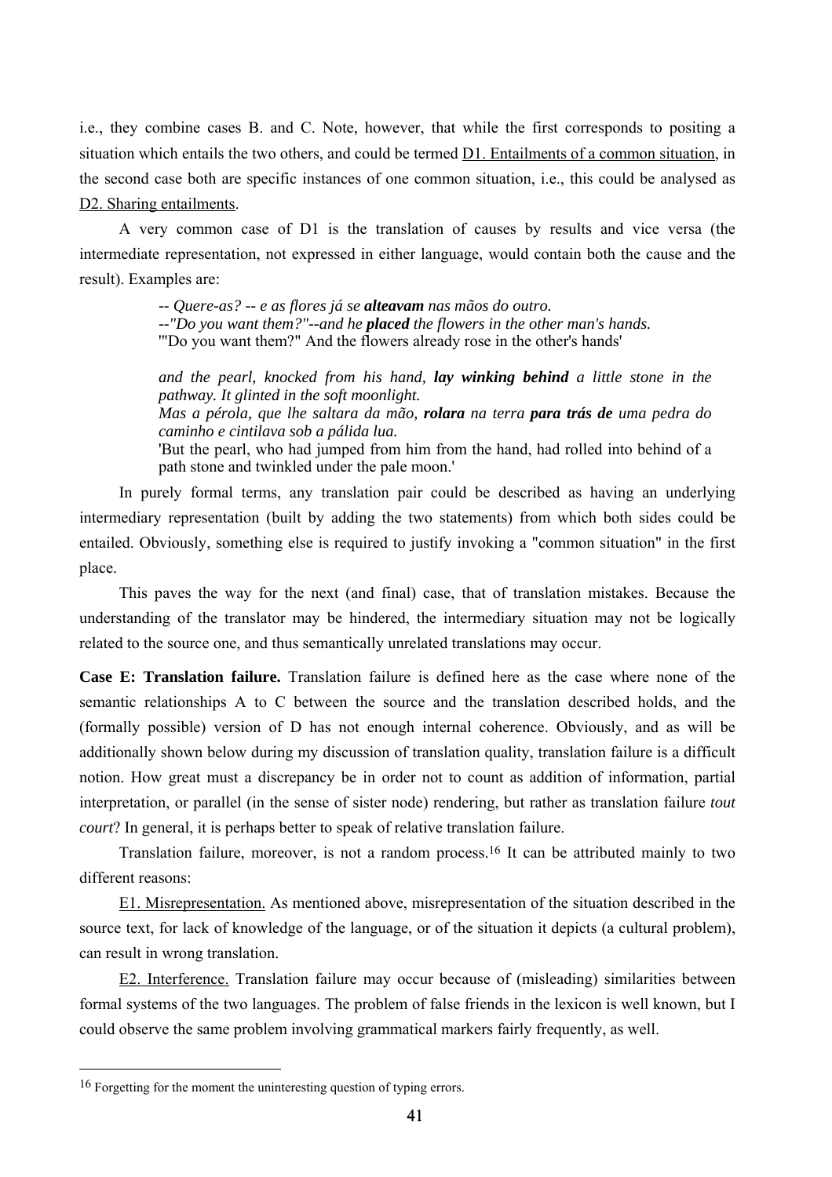i.e., they combine cases B. and C. Note, however, that while the first corresponds to positing a situation which entails the two others, and could be termed <u>D1. Entailments of a common situation</u>, in the second case both are specific instances of one common situation, i.e., this could be analysed as <u>D2. Sharing entailments</u>.

A very common case of D1 is the translation of causes by results and vice versa (the intermediate representation, not expressed in either language, would contain both the cause and the result). Examples are:

> *-- Quere-as? -- e as flores já se* ***alteavam*** *nas mãos do outro.*
> *--"Do you want them?"--and he* ***placed*** *the flowers in the other man's hands.*
> '"Do you want them?" And the flowers already rose in the other's hands'
>
> *and the pearl, knocked from his hand,* ***lay winking behind*** *a little stone in the pathway. It glinted in the soft moonlight.*
> *Mas a pérola, que lhe saltara da mão,* ***rolara*** *na terra* ***para trás de*** *uma pedra do caminho e cintilava sob a pálida lua.*
> 'But the pearl, who had jumped from him from the hand, had rolled into behind of a path stone and twinkled under the pale moon.'

In purely formal terms, any translation pair could be described as having an underlying intermediary representation (built by adding the two statements) from which both sides could be entailed. Obviously, something else is required to justify invoking a "common situation" in the first place.

This paves the way for the next (and final) case, that of translation mistakes. Because the understanding of the translator may be hindered, the intermediary situation may not be logically related to the source one, and thus semantically unrelated translations may occur.

**Case E: Translation failure.** Translation failure is defined here as the case where none of the semantic relationships A to C between the source and the translation described holds, and the (formally possible) version of D has not enough internal coherence. Obviously, and as will be additionally shown below during my discussion of translation quality, translation failure is a difficult notion. How great must a discrepancy be in order not to count as addition of information, partial interpretation, or parallel (in the sense of sister node) rendering, but rather as translation failure *tout court*? In general, it is perhaps better to speak of relative translation failure.

Translation failure, moreover, is not a random process.[16] It can be attributed mainly to two different reasons:

<u>E1. Misrepresentation.</u> As mentioned above, misrepresentation of the situation described in the source text, for lack of knowledge of the language, or of the situation it depicts (a cultural problem), can result in wrong translation.

<u>E2. Interference.</u> Translation failure may occur because of (misleading) similarities between formal systems of the two languages. The problem of false friends in the lexicon is well known, but I could observe the same problem involving grammatical markers fairly frequently, as well.

---

[16] Forgetting for the moment the uninteresting question of typing errors.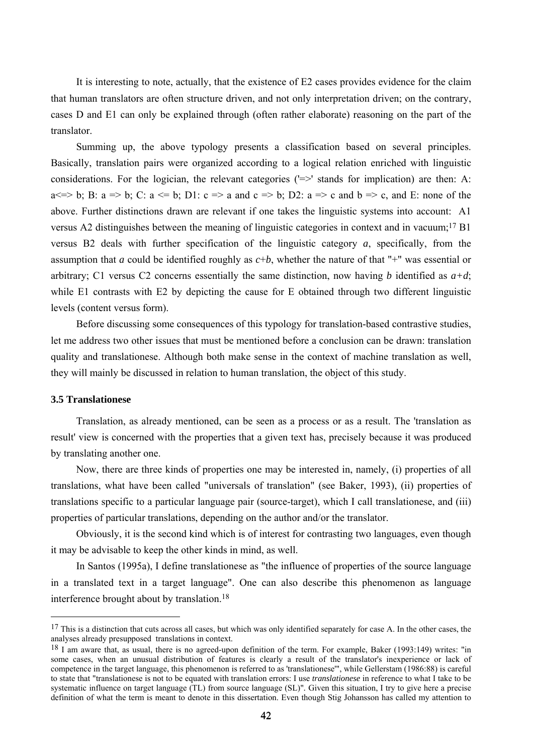It is interesting to note, actually, that the existence of E2 cases provides evidence for the claim that human translators are often structure driven, and not only interpretation driven; on the contrary, cases D and E1 can only be explained through (often rather elaborate) reasoning on the part of the translator.

Summing up, the above typology presents a classification based on several principles. Basically, translation pairs were organized according to a logical relation enriched with linguistic considerations. For the logician, the relevant categories ('=>' stands for implication) are then: A: a<=> b; B: a => b; C: a <= b; D1: c => a and c => b; D2: a => c and b => c, and E: none of the above. Further distinctions drawn are relevant if one takes the linguistic systems into account: A1 versus A2 distinguishes between the meaning of linguistic categories in context and in vacuum;[17] B1 versus B2 deals with further specification of the linguistic category *a*, specifically, from the assumption that *a* could be identified roughly as *c*+*b*, whether the nature of that "+" was essential or arbitrary; C1 versus C2 concerns essentially the same distinction, now having *b* identified as *a+d*; while E1 contrasts with E2 by depicting the cause for E obtained through two different linguistic levels (content versus form).

Before discussing some consequences of this typology for translation-based contrastive studies, let me address two other issues that must be mentioned before a conclusion can be drawn: translation quality and translationese. Although both make sense in the context of machine translation as well, they will mainly be discussed in relation to human translation, the object of this study.

### 3.5 Translationese

Translation, as already mentioned, can be seen as a process or as a result. The 'translation as result' view is concerned with the properties that a given text has, precisely because it was produced by translating another one.

Now, there are three kinds of properties one may be interested in, namely, (i) properties of all translations, what have been called "universals of translation" (see Baker, 1993), (ii) properties of translations specific to a particular language pair (source-target), which I call translationese, and (iii) properties of particular translations, depending on the author and/or the translator.

Obviously, it is the second kind which is of interest for contrasting two languages, even though it may be advisable to keep the other kinds in mind, as well.

In Santos (1995a), I define translationese as "the influence of properties of the source language in a translated text in a target language". One can also describe this phenomenon as language interference brought about by translation.[18]

---

[17] This is a distinction that cuts across all cases, but which was only identified separately for case A. In the other cases, the analyses already presupposed translations in context.

[18] I am aware that, as usual, there is no agreed-upon definition of the term. For example, Baker (1993:149) writes: "in some cases, when an unusual distribution of features is clearly a result of the translator's inexperience or lack of competence in the target language, this phenomenon is referred to as 'translationese'", while Gellerstam (1986:88) is careful to state that "translationese is not to be equated with translation errors: I use *translationese* in reference to what I take to be systematic influence on target language (TL) from source language (SL)". Given this situation, I try to give here a precise definition of what the term is meant to denote in this dissertation. Even though Stig Johansson has called my attention to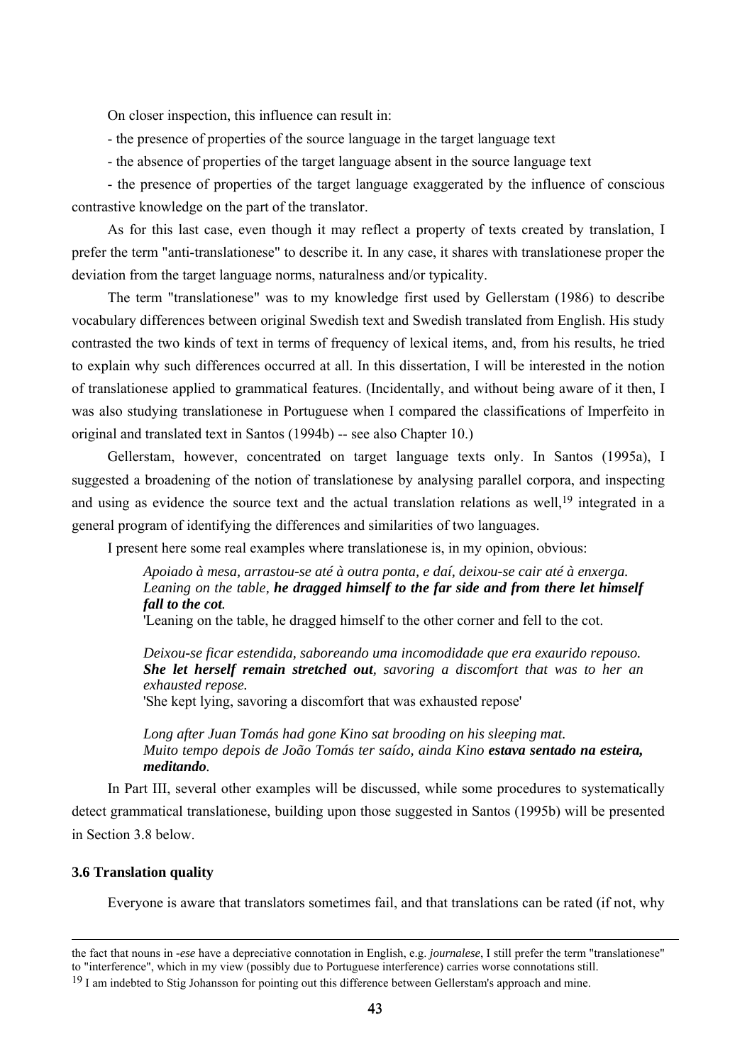On closer inspection, this influence can result in:

- the presence of properties of the source language in the target language text
- the absence of properties of the target language absent in the source language text
- the presence of properties of the target language exaggerated by the influence of conscious contrastive knowledge on the part of the translator.

As for this last case, even though it may reflect a property of texts created by translation, I prefer the term "anti-translationese" to describe it. In any case, it shares with translationese proper the deviation from the target language norms, naturalness and/or typicality.

The term "translationese" was to my knowledge first used by Gellerstam (1986) to describe vocabulary differences between original Swedish text and Swedish translated from English. His study contrasted the two kinds of text in terms of frequency of lexical items, and, from his results, he tried to explain why such differences occurred at all. In this dissertation, I will be interested in the notion of translationese applied to grammatical features. (Incidentally, and without being aware of it then, I was also studying translationese in Portuguese when I compared the classifications of Imperfeito in original and translated text in Santos (1994b) -- see also Chapter 10.)

Gellerstam, however, concentrated on target language texts only. In Santos (1995a), I suggested a broadening of the notion of translationese by analysing parallel corpora, and inspecting and using as evidence the source text and the actual translation relations as well,[19] integrated in a general program of identifying the differences and similarities of two languages.

I present here some real examples where translationese is, in my opinion, obvious:

> *Apoiado à mesa, arrastou-se até à outra ponta, e daí, deixou-se cair até à enxerga.*
> *Leaning on the table,* ***he dragged himself to the far side and from there let himself fall to the cot****.*
> 'Leaning on the table, he dragged himself to the other corner and fell to the cot.
>
> *Deixou-se ficar estendida, saboreando uma incomodidade que era exaurido repouso.*
> ***She let herself remain stretched out****, savoring a discomfort that was to her an exhausted repose.*
> 'She kept lying, savoring a discomfort that was exhausted repose'
>
> *Long after Juan Tomás had gone Kino sat brooding on his sleeping mat.*
> *Muito tempo depois de João Tomás ter saído, ainda Kino* ***estava sentado na esteira, meditando****.*

In Part III, several other examples will be discussed, while some procedures to systematically detect grammatical translationese, building upon those suggested in Santos (1995b) will be presented in Section 3.8 below.

### 3.6 Translation quality

Everyone is aware that translators sometimes fail, and that translations can be rated (if not, why

---

the fact that nouns in *-ese* have a depreciative connotation in English, e.g. *journalese*, I still prefer the term "translationese" to "interference", which in my view (possibly due to Portuguese interference) carries worse connotations still.

[19] I am indebted to Stig Johansson for pointing out this difference between Gellerstam's approach and mine.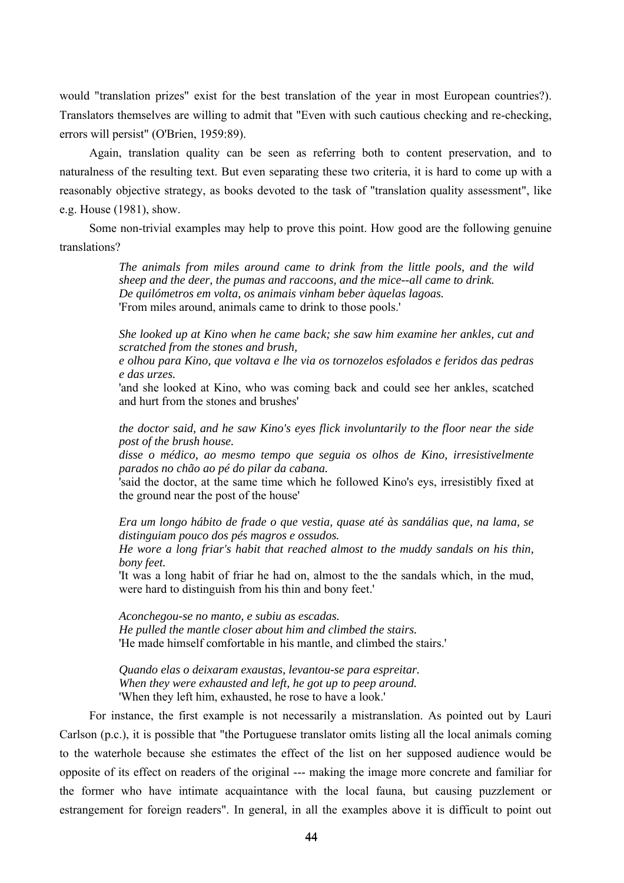would "translation prizes" exist for the best translation of the year in most European countries?). Translators themselves are willing to admit that "Even with such cautious checking and re-checking, errors will persist" (O'Brien, 1959:89).

Again, translation quality can be seen as referring both to content preservation, and to naturalness of the resulting text. But even separating these two criteria, it is hard to come up with a reasonably objective strategy, as books devoted to the task of "translation quality assessment", like e.g. House (1981), show.

Some non-trivial examples may help to prove this point. How good are the following genuine translations?

> *The animals from miles around came to drink from the little pools, and the wild sheep and the deer, the pumas and raccoons, and the mice--all came to drink.*
> *De quilómetros em volta, os animais vinham beber àquelas lagoas.*
> 'From miles around, animals came to drink to those pools.'
>
> *She looked up at Kino when he came back; she saw him examine her ankles, cut and scratched from the stones and brush,*
> *e olhou para Kino, que voltava e lhe via os tornozelos esfolados e feridos das pedras e das urzes.*
> 'and she looked at Kino, who was coming back and could see her ankles, scatched and hurt from the stones and brushes'
>
> *the doctor said, and he saw Kino's eyes flick involuntarily to the floor near the side post of the brush house.*
> *disse o médico, ao mesmo tempo que seguia os olhos de Kino, irresistivelmente parados no chão ao pé do pilar da cabana.*
> 'said the doctor, at the same time which he followed Kino's eys, irresistibly fixed at the ground near the post of the house'
>
> *Era um longo hábito de frade o que vestia, quase até às sandálias que, na lama, se distinguiam pouco dos pés magros e ossudos.*
> *He wore a long friar's habit that reached almost to the muddy sandals on his thin, bony feet.*
> 'It was a long habit of friar he had on, almost to the the sandals which, in the mud, were hard to distinguish from his thin and bony feet.'
>
> *Aconchegou-se no manto, e subiu as escadas.*
> *He pulled the mantle closer about him and climbed the stairs.*
> 'He made himself comfortable in his mantle, and climbed the stairs.'
>
> *Quando elas o deixaram exaustas, levantou-se para espreitar.*
> *When they were exhausted and left, he got up to peep around.*
> 'When they left him, exhausted, he rose to have a look.'

For instance, the first example is not necessarily a mistranslation. As pointed out by Lauri Carlson (p.c.), it is possible that "the Portuguese translator omits listing all the local animals coming to the waterhole because she estimates the effect of the list on her supposed audience would be opposite of its effect on readers of the original --- making the image more concrete and familiar for the former who have intimate acquaintance with the local fauna, but causing puzzlement or estrangement for foreign readers". In general, in all the examples above it is difficult to point out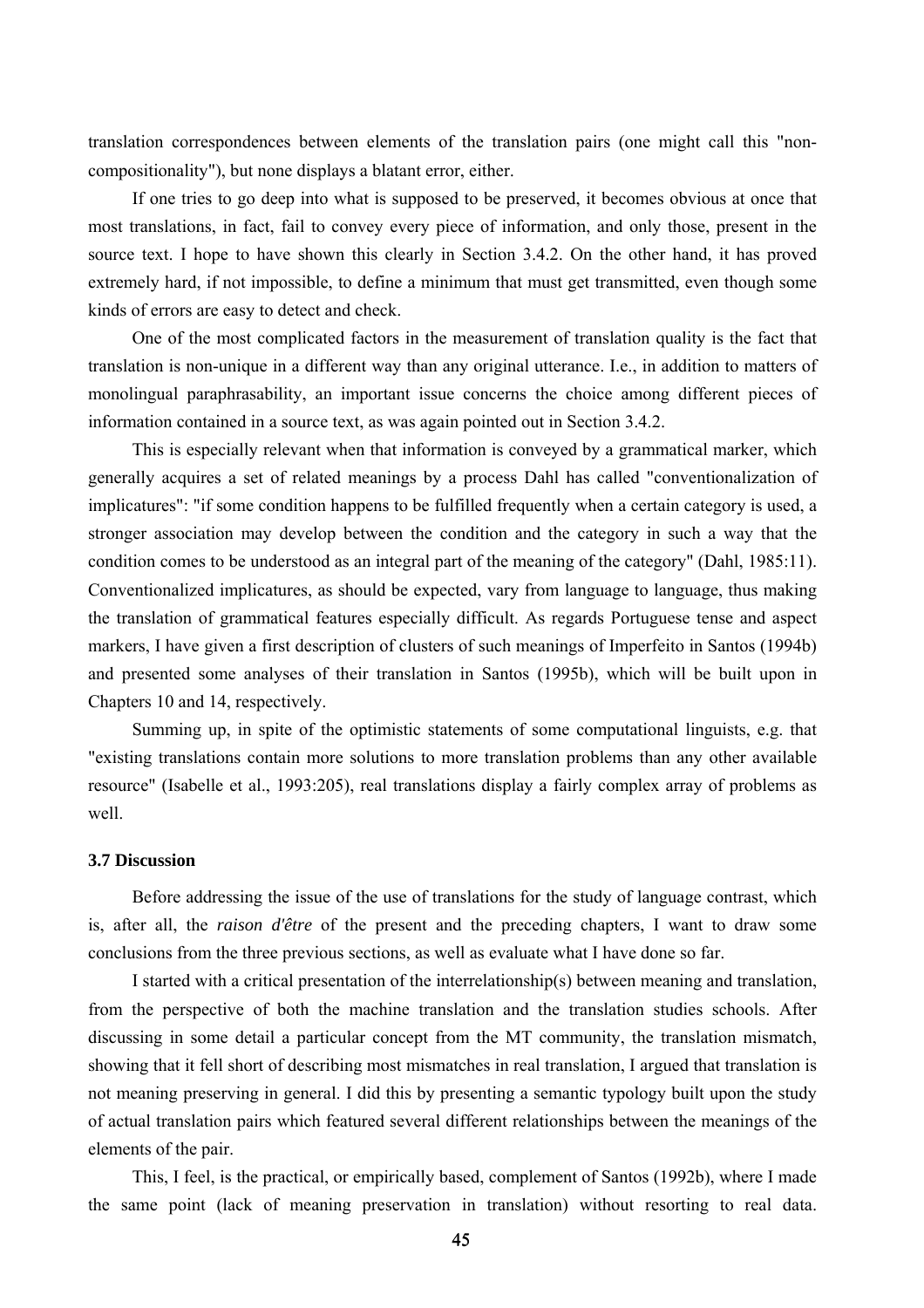translation correspondences between elements of the translation pairs (one might call this "non-compositionality"), but none displays a blatant error, either.

If one tries to go deep into what is supposed to be preserved, it becomes obvious at once that most translations, in fact, fail to convey every piece of information, and only those, present in the source text. I hope to have shown this clearly in Section 3.4.2. On the other hand, it has proved extremely hard, if not impossible, to define a minimum that must get transmitted, even though some kinds of errors are easy to detect and check.

One of the most complicated factors in the measurement of translation quality is the fact that translation is non-unique in a different way than any original utterance. I.e., in addition to matters of monolingual paraphrasability, an important issue concerns the choice among different pieces of information contained in a source text, as was again pointed out in Section 3.4.2.

This is especially relevant when that information is conveyed by a grammatical marker, which generally acquires a set of related meanings by a process Dahl has called "conventionalization of implicatures": "if some condition happens to be fulfilled frequently when a certain category is used, a stronger association may develop between the condition and the category in such a way that the condition comes to be understood as an integral part of the meaning of the category" (Dahl, 1985:11). Conventionalized implicatures, as should be expected, vary from language to language, thus making the translation of grammatical features especially difficult. As regards Portuguese tense and aspect markers, I have given a first description of clusters of such meanings of Imperfeito in Santos (1994b) and presented some analyses of their translation in Santos (1995b), which will be built upon in Chapters 10 and 14, respectively.

Summing up, in spite of the optimistic statements of some computational linguists, e.g. that "existing translations contain more solutions to more translation problems than any other available resource" (Isabelle et al., 1993:205), real translations display a fairly complex array of problems as well.

### 3.7 Discussion

Before addressing the issue of the use of translations for the study of language contrast, which is, after all, the *raison d'être* of the present and the preceding chapters, I want to draw some conclusions from the three previous sections, as well as evaluate what I have done so far.

I started with a critical presentation of the interrelationship(s) between meaning and translation, from the perspective of both the machine translation and the translation studies schools. After discussing in some detail a particular concept from the MT community, the translation mismatch, showing that it fell short of describing most mismatches in real translation, I argued that translation is not meaning preserving in general. I did this by presenting a semantic typology built upon the study of actual translation pairs which featured several different relationships between the meanings of the elements of the pair.

This, I feel, is the practical, or empirically based, complement of Santos (1992b), where I made the same point (lack of meaning preservation in translation) without resorting to real data.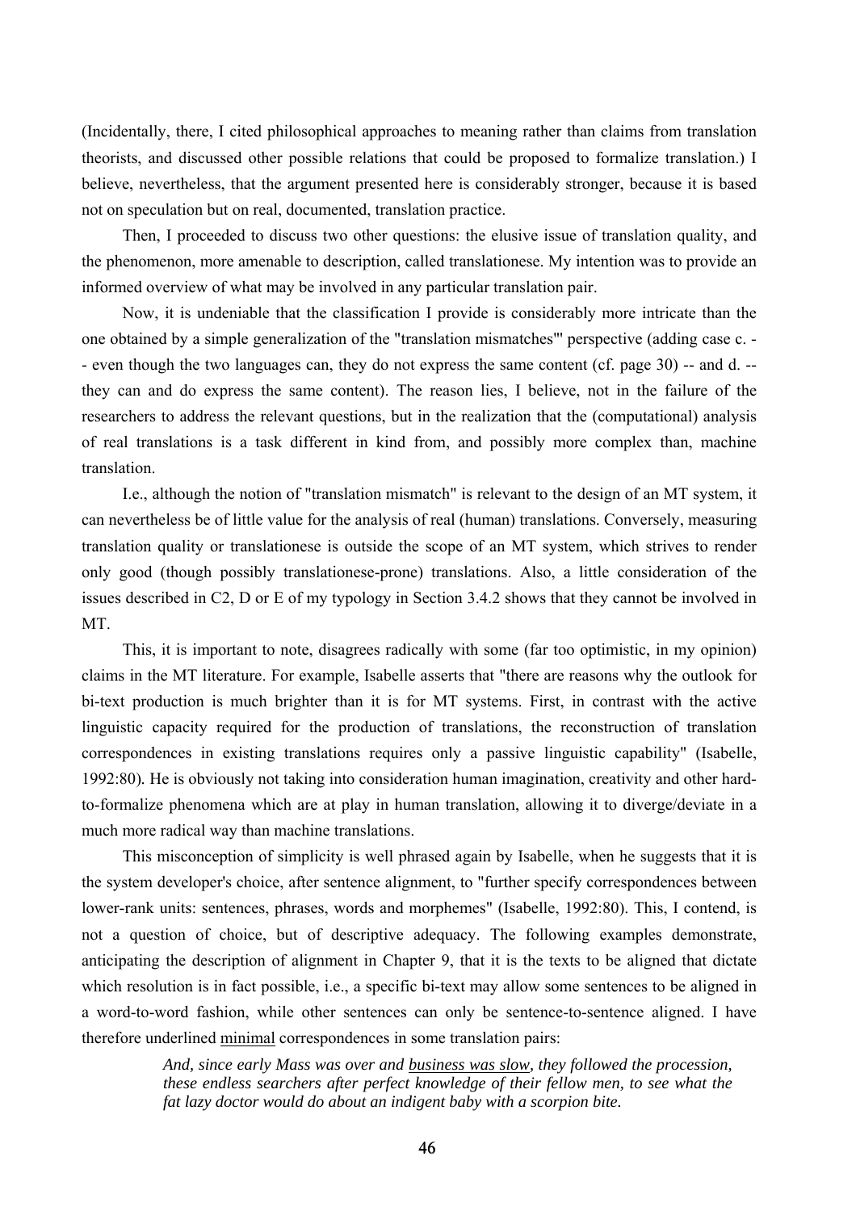(Incidentally, there, I cited philosophical approaches to meaning rather than claims from translation theorists, and discussed other possible relations that could be proposed to formalize translation.) I believe, nevertheless, that the argument presented here is considerably stronger, because it is based not on speculation but on real, documented, translation practice.

Then, I proceeded to discuss two other questions: the elusive issue of translation quality, and the phenomenon, more amenable to description, called translationese. My intention was to provide an informed overview of what may be involved in any particular translation pair.

Now, it is undeniable that the classification I provide is considerably more intricate than the one obtained by a simple generalization of the "translation mismatches"' perspective (adding case c. -- even though the two languages can, they do not express the same content (cf. page 30) -- and d. -- they can and do express the same content). The reason lies, I believe, not in the failure of the researchers to address the relevant questions, but in the realization that the (computational) analysis of real translations is a task different in kind from, and possibly more complex than, machine translation.

I.e., although the notion of "translation mismatch" is relevant to the design of an MT system, it can nevertheless be of little value for the analysis of real (human) translations. Conversely, measuring translation quality or translationese is outside the scope of an MT system, which strives to render only good (though possibly translationese-prone) translations. Also, a little consideration of the issues described in C2, D or E of my typology in Section 3.4.2 shows that they cannot be involved in MT.

This, it is important to note, disagrees radically with some (far too optimistic, in my opinion) claims in the MT literature. For example, Isabelle asserts that "there are reasons why the outlook for bi-text production is much brighter than it is for MT systems. First, in contrast with the active linguistic capacity required for the production of translations, the reconstruction of translation correspondences in existing translations requires only a passive linguistic capability" (Isabelle, 1992:80). He is obviously not taking into consideration human imagination, creativity and other hard-to-formalize phenomena which are at play in human translation, allowing it to diverge/deviate in a much more radical way than machine translations.

This misconception of simplicity is well phrased again by Isabelle, when he suggests that it is the system developer's choice, after sentence alignment, to "further specify correspondences between lower-rank units: sentences, phrases, words and morphemes" (Isabelle, 1992:80). This, I contend, is not a question of choice, but of descriptive adequacy. The following examples demonstrate, anticipating the description of alignment in Chapter 9, that it is the texts to be aligned that dictate which resolution is in fact possible, i.e., a specific bi-text may allow some sentences to be aligned in a word-to-word fashion, while other sentences can only be sentence-to-sentence aligned. I have therefore underlined <u>minimal</u> correspondences in some translation pairs:

> *And, since early Mass was over and <u>business was slow</u>, they followed the procession, these endless searchers after perfect knowledge of their fellow men, to see what the fat lazy doctor would do about an indigent baby with a scorpion bite.*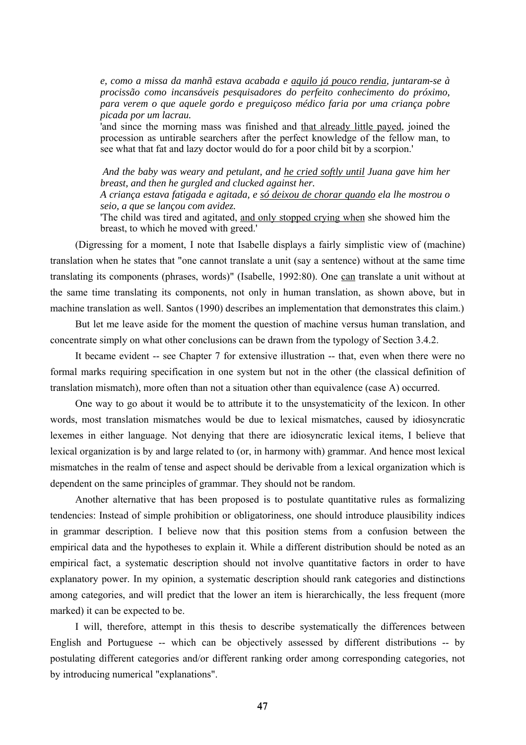> *e, como a missa da manhã estava acabada e* <u>*aquilo já pouco rendia*</u>*, juntaram-se à procissão como incansáveis pesquisadores do perfeito conhecimento do próximo, para verem o que aquele gordo e preguiçoso médico faria por uma criança pobre picada por um lacrau.*
> 'and since the morning mass was finished and <u>that already little payed</u>, joined the procession as untirable searchers after the perfect knowledge of the fellow man, to see what that fat and lazy doctor would do for a poor child bit by a scorpion.'
>
> *And the baby was weary and petulant, and* <u>*he cried softly until*</u> *Juana gave him her breast, and then he gurgled and clucked against her.*
> *A criança estava fatigada e agitada, e* <u>*só deixou de chorar quando*</u> *ela lhe mostrou o seio, a que se lançou com avidez.*
> 'The child was tired and agitated, <u>and only stopped crying when</u> she showed him the breast, to which he moved with greed.'

(Digressing for a moment, I note that Isabelle displays a fairly simplistic view of (machine) translation when he states that "one cannot translate a unit (say a sentence) without at the same time translating its components (phrases, words)" (Isabelle, 1992:80). One <u>can</u> translate a unit without at the same time translating its components, not only in human translation, as shown above, but in machine translation as well. Santos (1990) describes an implementation that demonstrates this claim.)

But let me leave aside for the moment the question of machine versus human translation, and concentrate simply on what other conclusions can be drawn from the typology of Section 3.4.2.

It became evident -- see Chapter 7 for extensive illustration -- that, even when there were no formal marks requiring specification in one system but not in the other (the classical definition of translation mismatch), more often than not a situation other than equivalence (case A) occurred.

One way to go about it would be to attribute it to the unsystematicity of the lexicon. In other words, most translation mismatches would be due to lexical mismatches, caused by idiosyncratic lexemes in either language. Not denying that there are idiosyncratic lexical items, I believe that lexical organization is by and large related to (or, in harmony with) grammar. And hence most lexical mismatches in the realm of tense and aspect should be derivable from a lexical organization which is dependent on the same principles of grammar. They should not be random.

Another alternative that has been proposed is to postulate quantitative rules as formalizing tendencies: Instead of simple prohibition or obligatoriness, one should introduce plausibility indices in grammar description. I believe now that this position stems from a confusion between the empirical data and the hypotheses to explain it. While a different distribution should be noted as an empirical fact, a systematic description should not involve quantitative factors in order to have explanatory power. In my opinion, a systematic description should rank categories and distinctions among categories, and will predict that the lower an item is hierarchically, the less frequent (more marked) it can be expected to be.

I will, therefore, attempt in this thesis to describe systematically the differences between English and Portuguese -- which can be objectively assessed by different distributions -- by postulating different categories and/or different ranking order among corresponding categories, not by introducing numerical "explanations".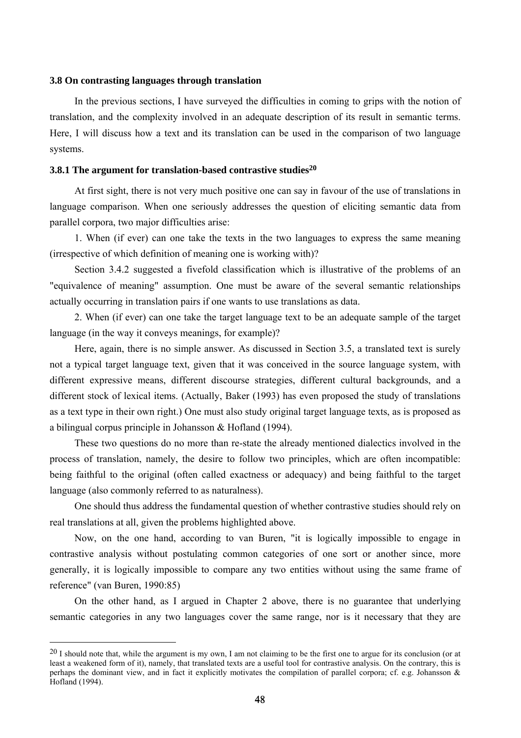### 3.8 On contrasting languages through translation

In the previous sections, I have surveyed the difficulties in coming to grips with the notion of translation, and the complexity involved in an adequate description of its result in semantic terms. Here, I will discuss how a text and its translation can be used in the comparison of two language systems.

### 3.8.1 The argument for translation-based contrastive studies[20]

At first sight, there is not very much positive one can say in favour of the use of translations in language comparison. When one seriously addresses the question of eliciting semantic data from parallel corpora, two major difficulties arise:

1. When (if ever) can one take the texts in the two languages to express the same meaning (irrespective of which definition of meaning one is working with)?

Section 3.4.2 suggested a fivefold classification which is illustrative of the problems of an "equivalence of meaning" assumption. One must be aware of the several semantic relationships actually occurring in translation pairs if one wants to use translations as data.

2. When (if ever) can one take the target language text to be an adequate sample of the target language (in the way it conveys meanings, for example)?

Here, again, there is no simple answer. As discussed in Section 3.5, a translated text is surely not a typical target language text, given that it was conceived in the source language system, with different expressive means, different discourse strategies, different cultural backgrounds, and a different stock of lexical items. (Actually, Baker (1993) has even proposed the study of translations as a text type in their own right.) One must also study original target language texts, as is proposed as a bilingual corpus principle in Johansson & Hofland (1994).

These two questions do no more than re-state the already mentioned dialectics involved in the process of translation, namely, the desire to follow two principles, which are often incompatible: being faithful to the original (often called exactness or adequacy) and being faithful to the target language (also commonly referred to as naturalness).

One should thus address the fundamental question of whether contrastive studies should rely on real translations at all, given the problems highlighted above.

Now, on the one hand, according to van Buren, "it is logically impossible to engage in contrastive analysis without postulating common categories of one sort or another since, more generally, it is logically impossible to compare any two entities without using the same frame of reference" (van Buren, 1990:85)

On the other hand, as I argued in Chapter 2 above, there is no guarantee that underlying semantic categories in any two languages cover the same range, nor is it necessary that they are

---

[20] I should note that, while the argument is my own, I am not claiming to be the first one to argue for its conclusion (or at least a weakened form of it), namely, that translated texts are a useful tool for contrastive analysis. On the contrary, this is perhaps the dominant view, and in fact it explicitly motivates the compilation of parallel corpora; cf. e.g. Johansson & Hofland (1994).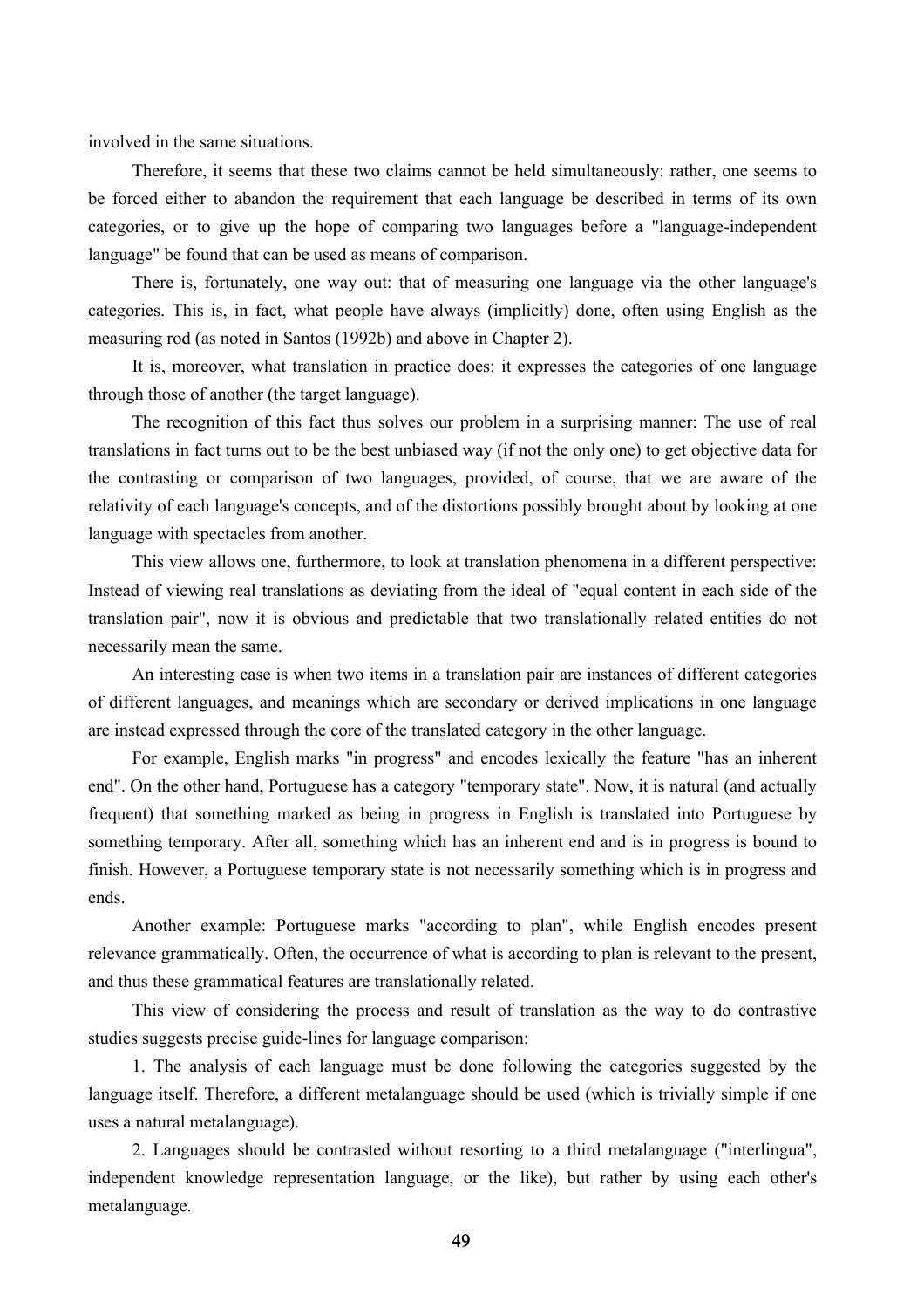involved in the same situations.

Therefore, it seems that these two claims cannot be held simultaneously: rather, one seems to be forced either to abandon the requirement that each language be described in terms of its own categories, or to give up the hope of comparing two languages before a "language-independent language" be found that can be used as means of comparison.

There is, fortunately, one way out: that of <u>measuring one language via the other language's categories</u>. This is, in fact, what people have always (implicitly) done, often using English as the measuring rod (as noted in Santos (1992b) and above in Chapter 2).

It is, moreover, what translation in practice does: it expresses the categories of one language through those of another (the target language).

The recognition of this fact thus solves our problem in a surprising manner: The use of real translations in fact turns out to be the best unbiased way (if not the only one) to get objective data for the contrasting or comparison of two languages, provided, of course, that we are aware of the relativity of each language's concepts, and of the distortions possibly brought about by looking at one language with spectacles from another.

This view allows one, furthermore, to look at translation phenomena in a different perspective: Instead of viewing real translations as deviating from the ideal of "equal content in each side of the translation pair", now it is obvious and predictable that two translationally related entities do not necessarily mean the same.

An interesting case is when two items in a translation pair are instances of different categories of different languages, and meanings which are secondary or derived implications in one language are instead expressed through the core of the translated category in the other language.

For example, English marks "in progress" and encodes lexically the feature "has an inherent end". On the other hand, Portuguese has a category "temporary state". Now, it is natural (and actually frequent) that something marked as being in progress in English is translated into Portuguese by something temporary. After all, something which has an inherent end and is in progress is bound to finish. However, a Portuguese temporary state is not necessarily something which is in progress and ends.

Another example: Portuguese marks "according to plan", while English encodes present relevance grammatically. Often, the occurrence of what is according to plan is relevant to the present, and thus these grammatical features are translationally related.

This view of considering the process and result of translation as <u>the</u> way to do contrastive studies suggests precise guide-lines for language comparison:

1. The analysis of each language must be done following the categories suggested by the language itself. Therefore, a different metalanguage should be used (which is trivially simple if one uses a natural metalanguage).

2. Languages should be contrasted without resorting to a third metalanguage ("interlingua", independent knowledge representation language, or the like), but rather by using each other's metalanguage.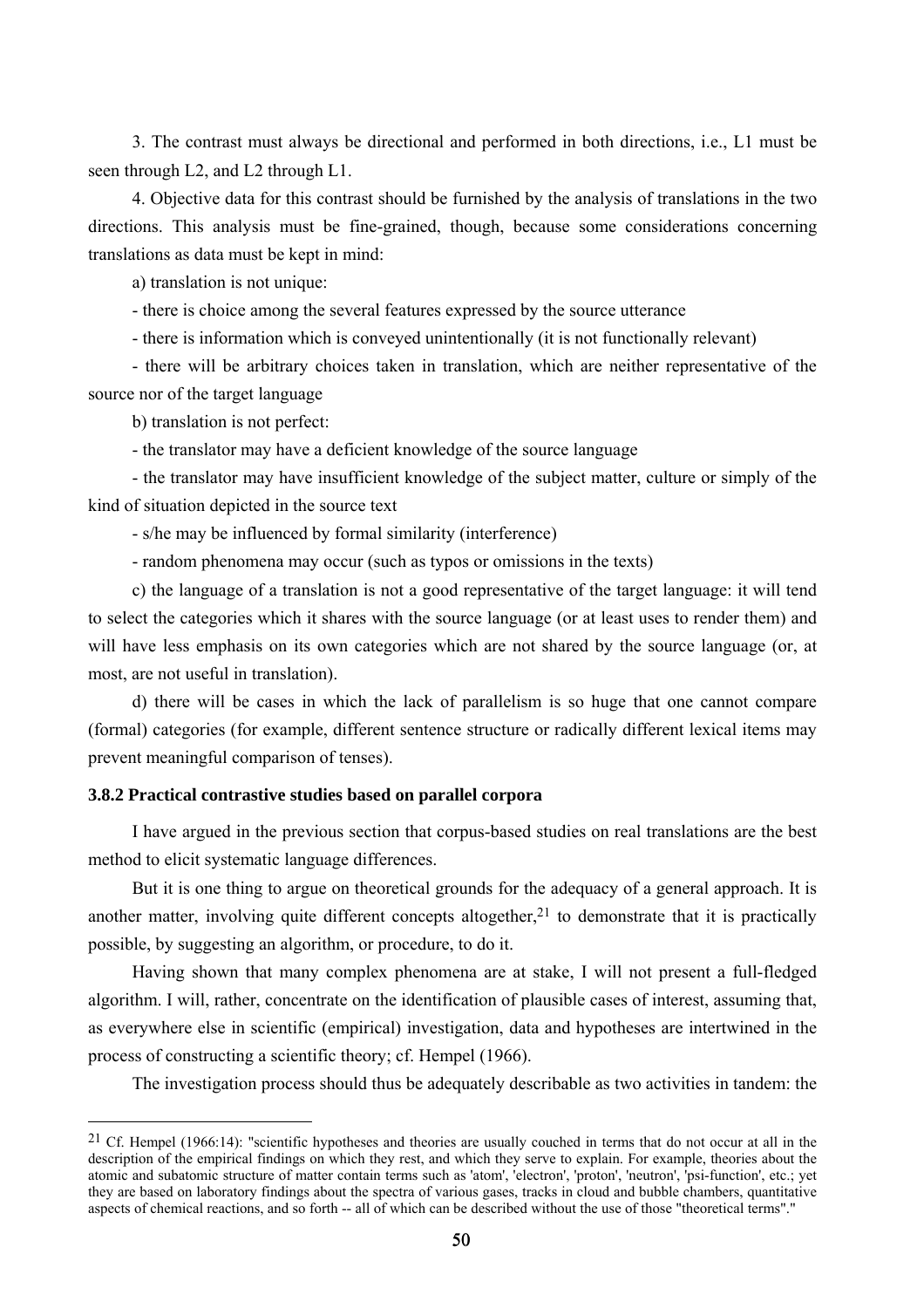3. The contrast must always be directional and performed in both directions, i.e., L1 must be seen through L2, and L2 through L1.

4. Objective data for this contrast should be furnished by the analysis of translations in the two directions. This analysis must be fine-grained, though, because some considerations concerning translations as data must be kept in mind:

a) translation is not unique:

- there is choice among the several features expressed by the source utterance
- there is information which is conveyed unintentionally (it is not functionally relevant)
- there will be arbitrary choices taken in translation, which are neither representative of the source nor of the target language

b) translation is not perfect:

- the translator may have a deficient knowledge of the source language
- the translator may have insufficient knowledge of the subject matter, culture or simply of the kind of situation depicted in the source text
- s/he may be influenced by formal similarity (interference)
- random phenomena may occur (such as typos or omissions in the texts)

c) the language of a translation is not a good representative of the target language: it will tend to select the categories which it shares with the source language (or at least uses to render them) and will have less emphasis on its own categories which are not shared by the source language (or, at most, are not useful in translation).

d) there will be cases in which the lack of parallelism is so huge that one cannot compare (formal) categories (for example, different sentence structure or radically different lexical items may prevent meaningful comparison of tenses).

### 3.8.2 Practical contrastive studies based on parallel corpora

I have argued in the previous section that corpus-based studies on real translations are the best method to elicit systematic language differences.

But it is one thing to argue on theoretical grounds for the adequacy of a general approach. It is another matter, involving quite different concepts altogether,[21] to demonstrate that it is practically possible, by suggesting an algorithm, or procedure, to do it.

Having shown that many complex phenomena are at stake, I will not present a full-fledged algorithm. I will, rather, concentrate on the identification of plausible cases of interest, assuming that, as everywhere else in scientific (empirical) investigation, data and hypotheses are intertwined in the process of constructing a scientific theory; cf. Hempel (1966).

The investigation process should thus be adequately describable as two activities in tandem: the

---

[21] Cf. Hempel (1966:14): "scientific hypotheses and theories are usually couched in terms that do not occur at all in the description of the empirical findings on which they rest, and which they serve to explain. For example, theories about the atomic and subatomic structure of matter contain terms such as 'atom', 'electron', 'proton', 'neutron', 'psi-function', etc.; yet they are based on laboratory findings about the spectra of various gases, tracks in cloud and bubble chambers, quantitative aspects of chemical reactions, and so forth -- all of which can be described without the use of those "theoretical terms"."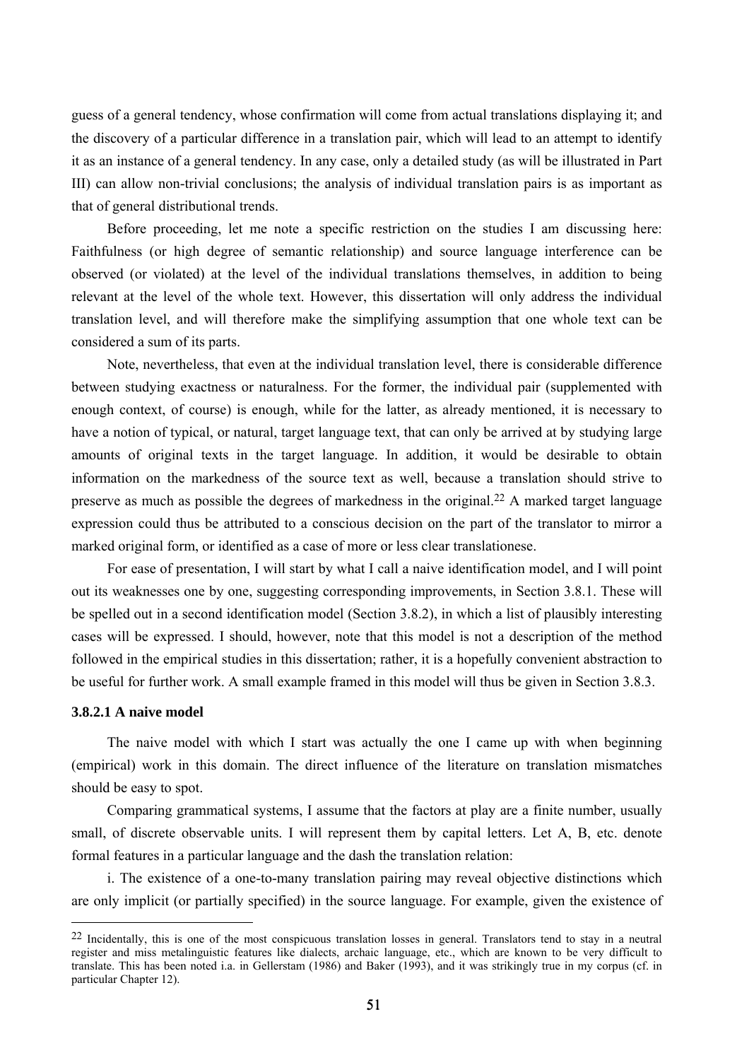guess of a general tendency, whose confirmation will come from actual translations displaying it; and the discovery of a particular difference in a translation pair, which will lead to an attempt to identify it as an instance of a general tendency. In any case, only a detailed study (as will be illustrated in Part III) can allow non-trivial conclusions; the analysis of individual translation pairs is as important as that of general distributional trends.

Before proceeding, let me note a specific restriction on the studies I am discussing here: Faithfulness (or high degree of semantic relationship) and source language interference can be observed (or violated) at the level of the individual translations themselves, in addition to being relevant at the level of the whole text. However, this dissertation will only address the individual translation level, and will therefore make the simplifying assumption that one whole text can be considered a sum of its parts.

Note, nevertheless, that even at the individual translation level, there is considerable difference between studying exactness or naturalness. For the former, the individual pair (supplemented with enough context, of course) is enough, while for the latter, as already mentioned, it is necessary to have a notion of typical, or natural, target language text, that can only be arrived at by studying large amounts of original texts in the target language. In addition, it would be desirable to obtain information on the markedness of the source text as well, because a translation should strive to preserve as much as possible the degrees of markedness in the original.[22] A marked target language expression could thus be attributed to a conscious decision on the part of the translator to mirror a marked original form, or identified as a case of more or less clear translationese.

For ease of presentation, I will start by what I call a naive identification model, and I will point out its weaknesses one by one, suggesting corresponding improvements, in Section 3.8.1. These will be spelled out in a second identification model (Section 3.8.2), in which a list of plausibly interesting cases will be expressed. I should, however, note that this model is not a description of the method followed in the empirical studies in this dissertation; rather, it is a hopefully convenient abstraction to be useful for further work. A small example framed in this model will thus be given in Section 3.8.3.

#### 3.8.2.1 A naive model

The naive model with which I start was actually the one I came up with when beginning (empirical) work in this domain. The direct influence of the literature on translation mismatches should be easy to spot.

Comparing grammatical systems, I assume that the factors at play are a finite number, usually small, of discrete observable units. I will represent them by capital letters. Let A, B, etc. denote formal features in a particular language and the dash the translation relation:

i. The existence of a one-to-many translation pairing may reveal objective distinctions which are only implicit (or partially specified) in the source language. For example, given the existence of

[22] Incidentally, this is one of the most conspicuous translation losses in general. Translators tend to stay in a neutral register and miss metalinguistic features like dialects, archaic language, etc., which are known to be very difficult to translate. This has been noted i.a. in Gellerstam (1986) and Baker (1993), and it was strikingly true in my corpus (cf. in particular Chapter 12).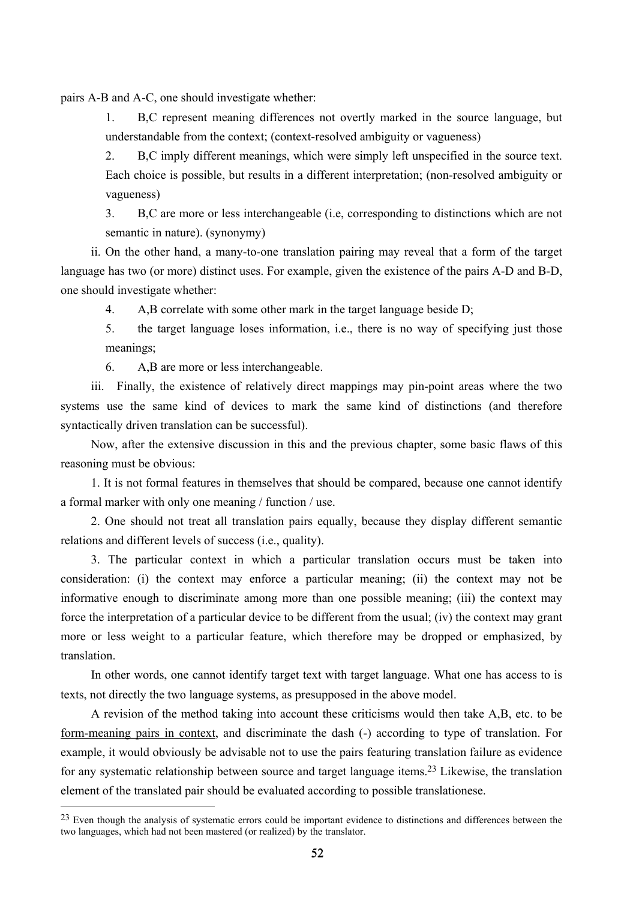pairs A-B and A-C, one should investigate whether:

1. B,C represent meaning differences not overtly marked in the source language, but understandable from the context; (context-resolved ambiguity or vagueness)

2. B,C imply different meanings, which were simply left unspecified in the source text. Each choice is possible, but results in a different interpretation; (non-resolved ambiguity or vagueness)

3. B,C are more or less interchangeable (i.e, corresponding to distinctions which are not semantic in nature). (synonymy)

ii. On the other hand, a many-to-one translation pairing may reveal that a form of the target language has two (or more) distinct uses. For example, given the existence of the pairs A-D and B-D, one should investigate whether:

4. A,B correlate with some other mark in the target language beside D;

5. the target language loses information, i.e., there is no way of specifying just those meanings;

6. A,B are more or less interchangeable.

iii. Finally, the existence of relatively direct mappings may pin-point areas where the two systems use the same kind of devices to mark the same kind of distinctions (and therefore syntactically driven translation can be successful).

Now, after the extensive discussion in this and the previous chapter, some basic flaws of this reasoning must be obvious:

1. It is not formal features in themselves that should be compared, because one cannot identify a formal marker with only one meaning / function / use.

2. One should not treat all translation pairs equally, because they display different semantic relations and different levels of success (i.e., quality).

3. The particular context in which a particular translation occurs must be taken into consideration: (i) the context may enforce a particular meaning; (ii) the context may not be informative enough to discriminate among more than one possible meaning; (iii) the context may force the interpretation of a particular device to be different from the usual; (iv) the context may grant more or less weight to a particular feature, which therefore may be dropped or emphasized, by translation.

In other words, one cannot identify target text with target language. What one has access to is texts, not directly the two language systems, as presupposed in the above model.

A revision of the method taking into account these criticisms would then take A,B, etc. to be <u>form-meaning pairs in context</u>, and discriminate the dash (-) according to type of translation. For example, it would obviously be advisable not to use the pairs featuring translation failure as evidence for any systematic relationship between source and target language items.[23] Likewise, the translation element of the translated pair should be evaluated according to possible translationese.

---

[23] Even though the analysis of systematic errors could be important evidence to distinctions and differences between the two languages, which had not been mastered (or realized) by the translator.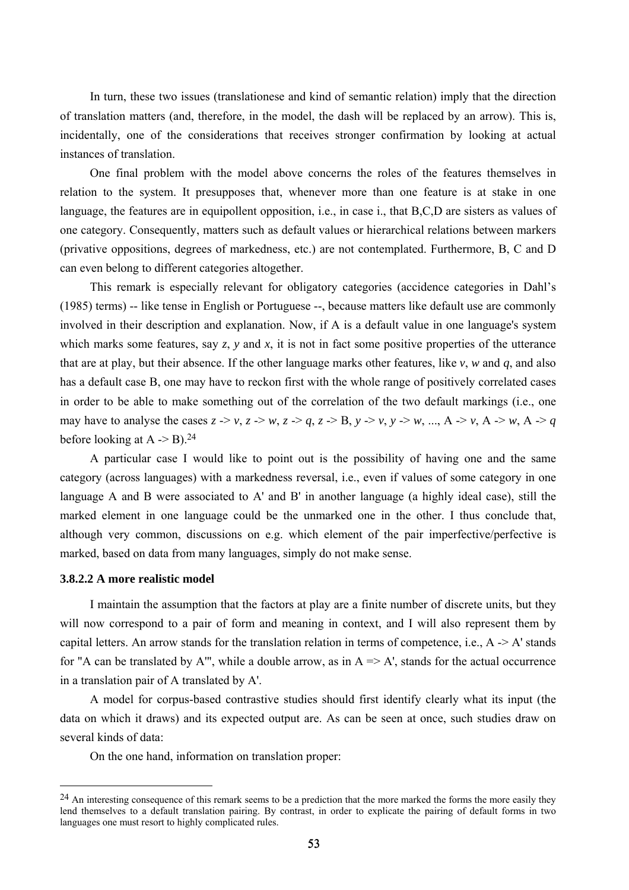In turn, these two issues (translationese and kind of semantic relation) imply that the direction of translation matters (and, therefore, in the model, the dash will be replaced by an arrow). This is, incidentally, one of the considerations that receives stronger confirmation by looking at actual instances of translation.

One final problem with the model above concerns the roles of the features themselves in relation to the system. It presupposes that, whenever more than one feature is at stake in one language, the features are in equipollent opposition, i.e., in case i., that B,C,D are sisters as values of one category. Consequently, matters such as default values or hierarchical relations between markers (privative oppositions, degrees of markedness, etc.) are not contemplated. Furthermore, B, C and D can even belong to different categories altogether.

This remark is especially relevant for obligatory categories (accidence categories in Dahl's (1985) terms) -- like tense in English or Portuguese --, because matters like default use are commonly involved in their description and explanation. Now, if A is a default value in one language's system which marks some features, say *z*, *y* and *x*, it is not in fact some positive properties of the utterance that are at play, but their absence. If the other language marks other features, like *v*, *w* and *q*, and also has a default case B, one may have to reckon first with the whole range of positively correlated cases in order to be able to make something out of the correlation of the two default markings (i.e., one may have to analyse the cases *z* -> *v*, *z* -> *w*, *z* -> *q*, *z* -> B, *y* -> *v*, *y* -> *w*, ..., A -> *v*, A -> *w*, A -> *q* before looking at A -> B).[24]

A particular case I would like to point out is the possibility of having one and the same category (across languages) with a markedness reversal, i.e., even if values of some category in one language A and B were associated to A' and B' in another language (a highly ideal case), still the marked element in one language could be the unmarked one in the other. I thus conclude that, although very common, discussions on e.g. which element of the pair imperfective/perfective is marked, based on data from many languages, simply do not make sense.

### 3.8.2.2 A more realistic model

I maintain the assumption that the factors at play are a finite number of discrete units, but they will now correspond to a pair of form and meaning in context, and I will also represent them by capital letters. An arrow stands for the translation relation in terms of competence, i.e., A -> A' stands for "A can be translated by A'", while a double arrow, as in A => A', stands for the actual occurrence in a translation pair of A translated by A'.

A model for corpus-based contrastive studies should first identify clearly what its input (the data on which it draws) and its expected output are. As can be seen at once, such studies draw on several kinds of data:

On the one hand, information on translation proper:

---

[24] An interesting consequence of this remark seems to be a prediction that the more marked the forms the more easily they lend themselves to a default translation pairing. By contrast, in order to explicate the pairing of default forms in two languages one must resort to highly complicated rules.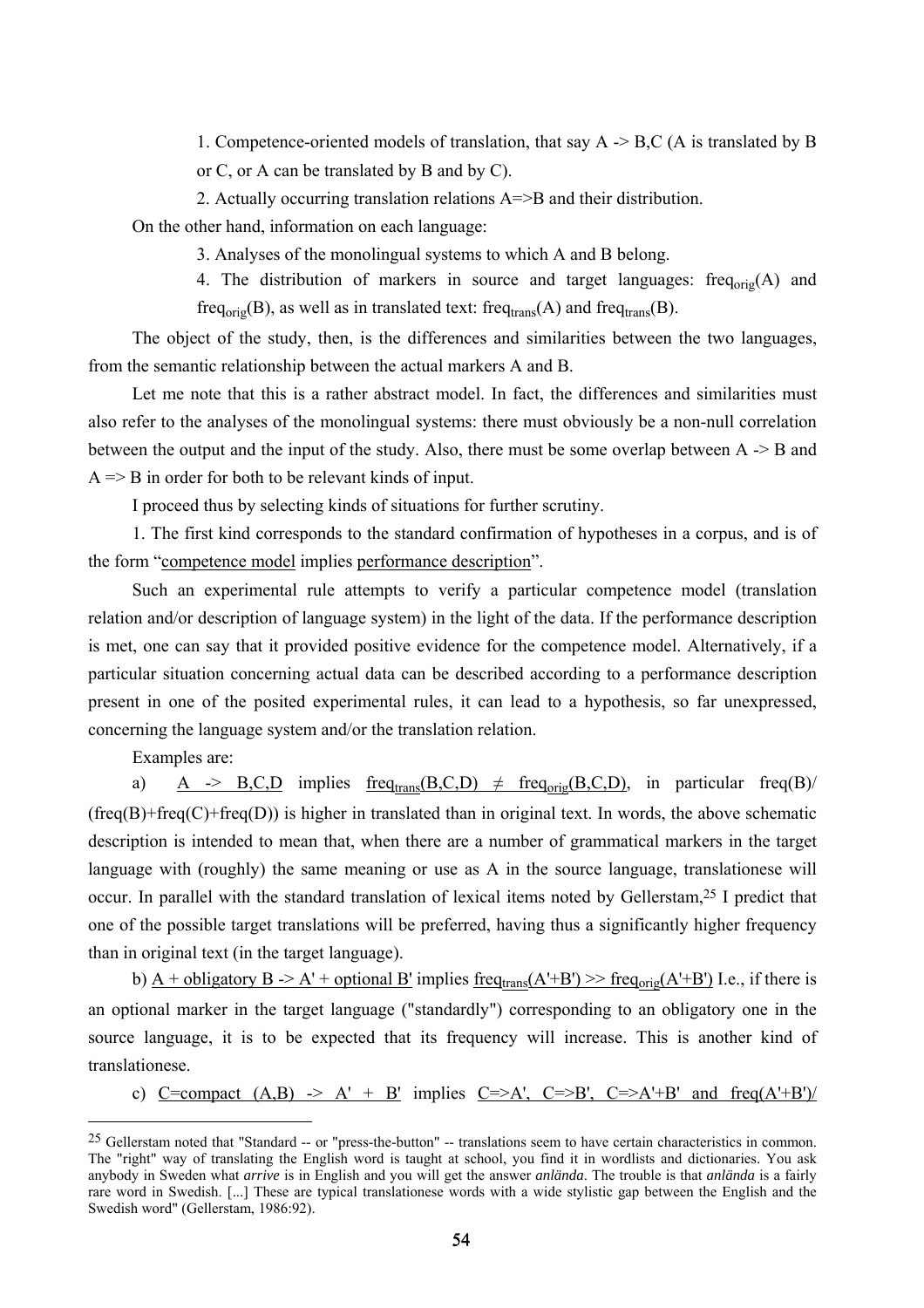1. Competence-oriented models of translation, that say A -> B,C (A is translated by B or C, or A can be translated by B and by C).

2. Actually occurring translation relations A=>B and their distribution.

On the other hand, information on each language:

3. Analyses of the monolingual systems to which A and B belong.

4. The distribution of markers in source and target languages: $freq_{orig}(A)$ and $freq_{orig}(B)$, as well as in translated text: $freq_{trans}(A)$ and $freq_{trans}(B)$.

The object of the study, then, is the differences and similarities between the two languages, from the semantic relationship between the actual markers A and B.

Let me note that this is a rather abstract model. In fact, the differences and similarities must also refer to the analyses of the monolingual systems: there must obviously be a non-null correlation between the output and the input of the study. Also, there must be some overlap between A -> B and A => B in order for both to be relevant kinds of input.

I proceed thus by selecting kinds of situations for further scrutiny.

1. The first kind corresponds to the standard confirmation of hypotheses in a corpus, and is of the form "competence model implies performance description".

Such an experimental rule attempts to verify a particular competence model (translation relation and/or description of language system) in the light of the data. If the performance description is met, one can say that it provided positive evidence for the competence model. Alternatively, if a particular situation concerning actual data can be described according to a performance description present in one of the posited experimental rules, it can lead to a hypothesis, so far unexpressed, concerning the language system and/or the translation relation.

Examples are:

a) A -> B,C,D implies $freq_{trans}(B,C,D) \neq freq_{orig}(B,C,D)$, in particular freq(B)/(freq(B)+freq(C)+freq(D)) is higher in translated than in original text. In words, the above schematic description is intended to mean that, when there are a number of grammatical markers in the target language with (roughly) the same meaning or use as A in the source language, translationese will occur. In parallel with the standard translation of lexical items noted by Gellerstam,[25] I predict that one of the possible target translations will be preferred, having thus a significantly higher frequency than in original text (in the target language).

b) A + obligatory B -> A' + optional B' implies $freq_{trans}(A'+B') >> freq_{orig}(A'+B')$ I.e., if there is an optional marker in the target language ("standardly") corresponding to an obligatory one in the source language, it is to be expected that its frequency will increase. This is another kind of translationese.

c) C=compact (A,B) -> A' + B' implies C=>A', C=>B', C=>A'+B' and freq(A'+B')/

[25] Gellerstam noted that "Standard -- or "press-the-button" -- translations seem to have certain characteristics in common. The "right" way of translating the English word is taught at school, you find it in wordlists and dictionaries. You ask anybody in Sweden what *arrive* is in English and you will get the answer *anlända*. The trouble is that *anlända* is a fairly rare word in Swedish. [...] These are typical translationese words with a wide stylistic gap between the English and the Swedish word" (Gellerstam, 1986:92).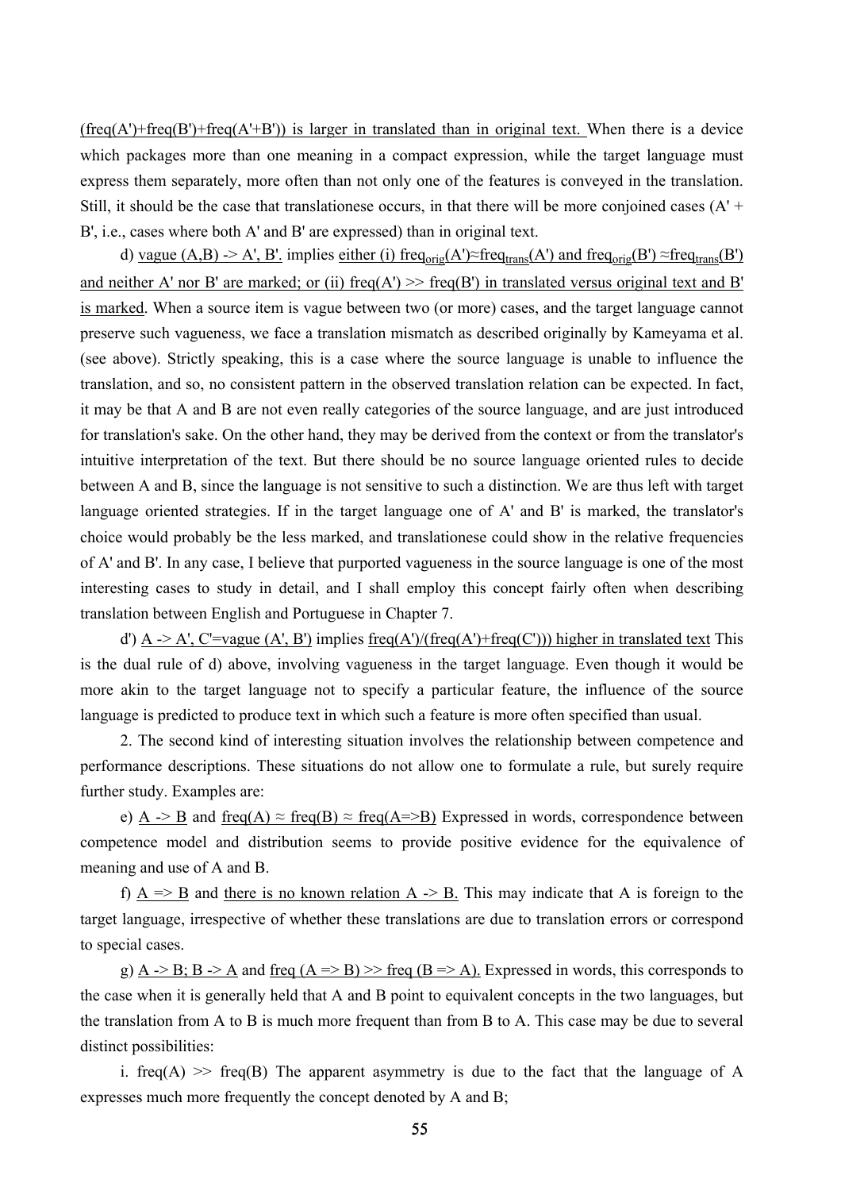(freq(A')+freq(B')+freq(A'+B')) is larger in translated than in original text. When there is a device which packages more than one meaning in a compact expression, while the target language must express them separately, more often than not only one of the features is conveyed in the translation. Still, it should be the case that translationese occurs, in that there will be more conjoined cases (A' + B', i.e., cases where both A' and B' are expressed) than in original text.

d) vague (A,B) -> A', B'. implies either (i) $freq_{orig}(A') \approx freq_{trans}(A')$ and $freq_{orig}(B') \approx freq_{trans}(B')$ and neither A' nor B' are marked; or (ii) freq(A') >> freq(B') in translated versus original text and B' is marked. When a source item is vague between two (or more) cases, and the target language cannot preserve such vagueness, we face a translation mismatch as described originally by Kameyama et al. (see above). Strictly speaking, this is a case where the source language is unable to influence the translation, and so, no consistent pattern in the observed translation relation can be expected. In fact, it may be that A and B are not even really categories of the source language, and are just introduced for translation's sake. On the other hand, they may be derived from the context or from the translator's intuitive interpretation of the text. But there should be no source language oriented rules to decide between A and B, since the language is not sensitive to such a distinction. We are thus left with target language oriented strategies. If in the target language one of A' and B' is marked, the translator's choice would probably be the less marked, and translationese could show in the relative frequencies of A' and B'. In any case, I believe that purported vagueness in the source language is one of the most interesting cases to study in detail, and I shall employ this concept fairly often when describing translation between English and Portuguese in Chapter 7.

d') A -> A', C'=vague (A', B') implies freq(A')/(freq(A')+freq(C')) higher in translated text This is the dual rule of d) above, involving vagueness in the target language. Even though it would be more akin to the target language not to specify a particular feature, the influence of the source language is predicted to produce text in which such a feature is more often specified than usual.

2. The second kind of interesting situation involves the relationship between competence and performance descriptions. These situations do not allow one to formulate a rule, but surely require further study. Examples are:

e) A -> B and freq(A) ≈ freq(B) ≈ freq(A=>B) Expressed in words, correspondence between competence model and distribution seems to provide positive evidence for the equivalence of meaning and use of A and B.

f) A => B and there is no known relation A -> B. This may indicate that A is foreign to the target language, irrespective of whether these translations are due to translation errors or correspond to special cases.

g) A -> B; B -> A and freq (A => B) >> freq (B => A). Expressed in words, this corresponds to the case when it is generally held that A and B point to equivalent concepts in the two languages, but the translation from A to B is much more frequent than from B to A. This case may be due to several distinct possibilities:

i. freq(A) >> freq(B) The apparent asymmetry is due to the fact that the language of A expresses much more frequently the concept denoted by A and B;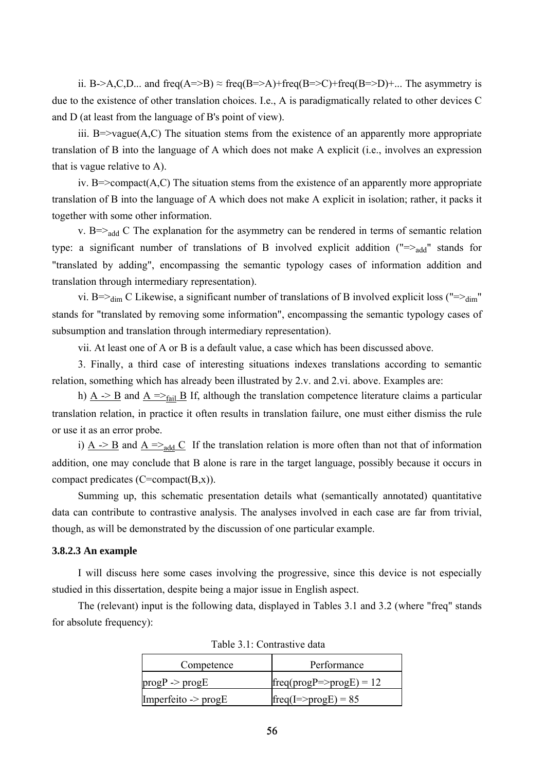ii. B->A,C,D... and freq(A=>B) ≈ freq(B=>A)+freq(B=>C)+freq(B=>D)+... The asymmetry is due to the existence of other translation choices. I.e., A is paradigmatically related to other devices C and D (at least from the language of B's point of view).

iii. B=>vague(A,C) The situation stems from the existence of an apparently more appropriate translation of B into the language of A which does not make A explicit (i.e., involves an expression that is vague relative to A).

iv. B=>compact(A,C) The situation stems from the existence of an apparently more appropriate translation of B into the language of A which does not make A explicit in isolation; rather, it packs it together with some other information.

v. $B \Rightarrow_{add}$ C The explanation for the asymmetry can be rendered in terms of semantic relation type: a significant number of translations of B involved explicit addition ("$\Rightarrow_{add}$" stands for "translated by adding", encompassing the semantic typology cases of information addition and translation through intermediary representation).

vi. $B \Rightarrow_{dim}$ C Likewise, a significant number of translations of B involved explicit loss ("$\Rightarrow_{dim}$" stands for "translated by removing some information", encompassing the semantic typology cases of subsumption and translation through intermediary representation).

vii. At least one of A or B is a default value, a case which has been discussed above.

3. Finally, a third case of interesting situations indexes translations according to semantic relation, something which has already been illustrated by 2.v. and 2.vi. above. Examples are:

h) A -> B and $A \Rightarrow_{fail} B$ If, although the translation competence literature claims a particular translation relation, in practice it often results in translation failure, one must either dismiss the rule or use it as an error probe.

i) A -> B and $A \Rightarrow_{add} C$ If the translation relation is more often than not that of information addition, one may conclude that B alone is rare in the target language, possibly because it occurs in compact predicates (C=compact(B,x)).

Summing up, this schematic presentation details what (semantically annotated) quantitative data can contribute to contrastive analysis. The analyses involved in each case are far from trivial, though, as will be demonstrated by the discussion of one particular example.

### 3.8.2.3 An example

I will discuss here some cases involving the progressive, since this device is not especially studied in this dissertation, despite being a major issue in English aspect.

The (relevant) input is the following data, displayed in Tables 3.1 and 3.2 (where "freq" stands for absolute frequency):

Table 3.1: Contrastive data

| Competence | Performance |
|---|---|
| progP -> progE | freq(progP=>progE) = 12 |
| Imperfeito -> progE | freq(I=>progE) = 85 |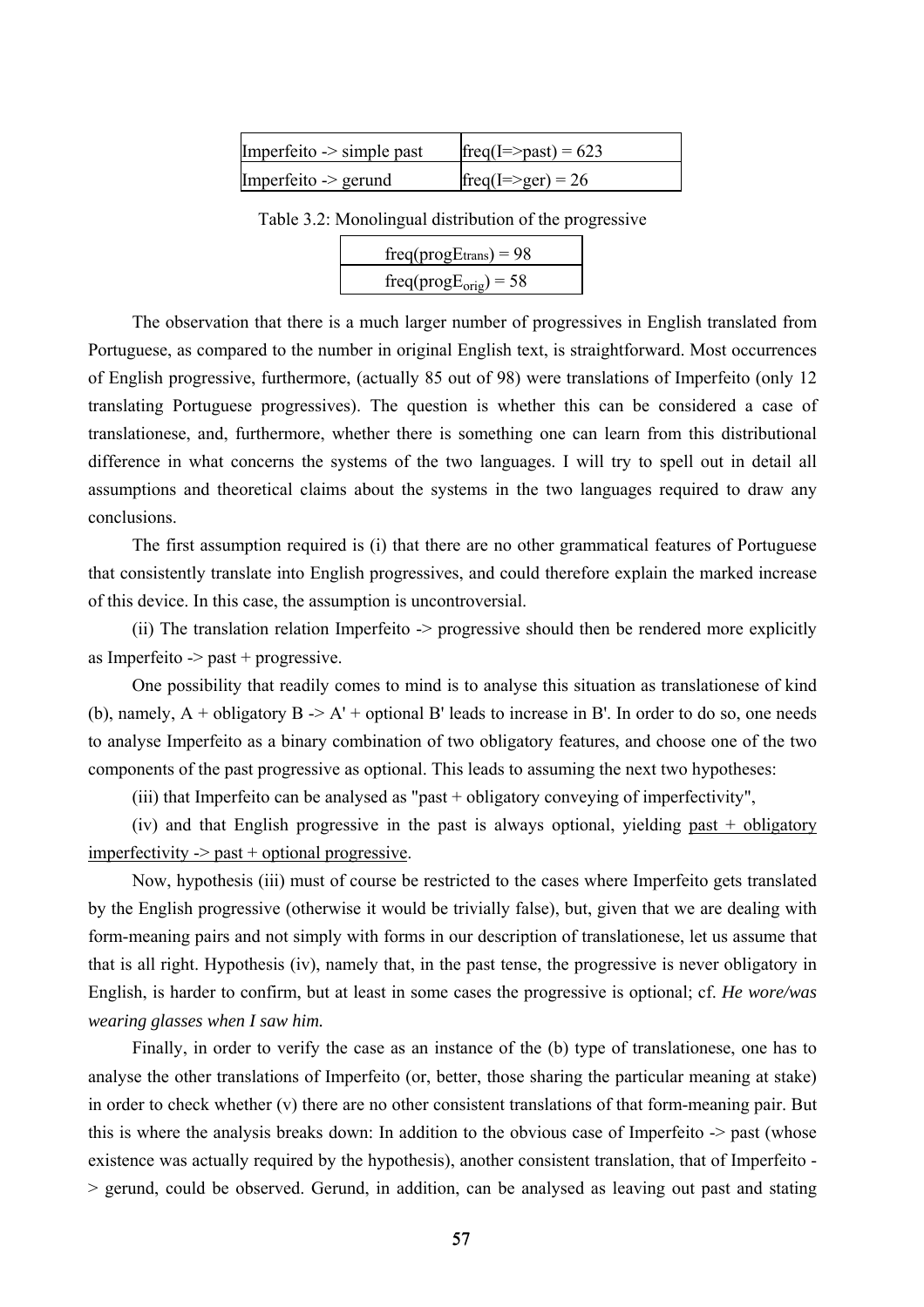| Imperfeito -> simple past | freq(I=>past) = 623 |
| --- | --- |
| Imperfeito -> gerund | freq(I=>ger) = 26 |

Table 3.2: Monolingual distribution of the progressive

| $freq(progE_{trans}) = 98$ |
| --- |
| $freq(progE_{orig}) = 58$ |

The observation that there is a much larger number of progressives in English translated from Portuguese, as compared to the number in original English text, is straightforward. Most occurrences of English progressive, furthermore, (actually 85 out of 98) were translations of Imperfeito (only 12 translating Portuguese progressives). The question is whether this can be considered a case of translationese, and, furthermore, whether there is something one can learn from this distributional difference in what concerns the systems of the two languages. I will try to spell out in detail all assumptions and theoretical claims about the systems in the two languages required to draw any conclusions.

The first assumption required is (i) that there are no other grammatical features of Portuguese that consistently translate into English progressives, and could therefore explain the marked increase of this device. In this case, the assumption is uncontroversial.

(ii) The translation relation Imperfeito -> progressive should then be rendered more explicitly as Imperfeito -> past + progressive.

One possibility that readily comes to mind is to analyse this situation as translationese of kind (b), namely, A + obligatory B -> A' + optional B' leads to increase in B'. In order to do so, one needs to analyse Imperfeito as a binary combination of two obligatory features, and choose one of the two components of the past progressive as optional. This leads to assuming the next two hypotheses:

(iii) that Imperfeito can be analysed as "past + obligatory conveying of imperfectivity",

(iv) and that English progressive in the past is always optional, yielding <u>past + obligatory imperfectivity -> past + optional progressive</u>.

Now, hypothesis (iii) must of course be restricted to the cases where Imperfeito gets translated by the English progressive (otherwise it would be trivially false), but, given that we are dealing with form-meaning pairs and not simply with forms in our description of translationese, let us assume that that is all right. Hypothesis (iv), namely that, in the past tense, the progressive is never obligatory in English, is harder to confirm, but at least in some cases the progressive is optional; cf. *He wore/was wearing glasses when I saw him.*

Finally, in order to verify the case as an instance of the (b) type of translationese, one has to analyse the other translations of Imperfeito (or, better, those sharing the particular meaning at stake) in order to check whether (v) there are no other consistent translations of that form-meaning pair. But this is where the analysis breaks down: In addition to the obvious case of Imperfeito -> past (whose existence was actually required by the hypothesis), another consistent translation, that of Imperfeito -> gerund, could be observed. Gerund, in addition, can be analysed as leaving out past and stating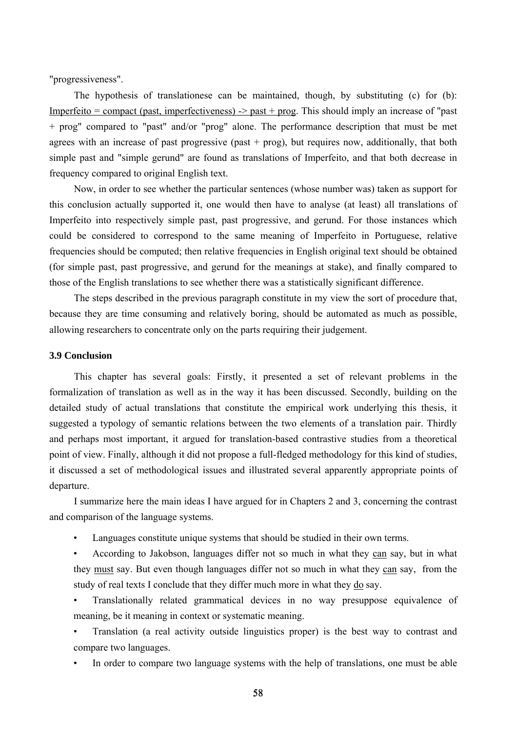"progressiveness".

The hypothesis of translationese can be maintained, though, by substituting (c) for (b): <u>Imperfeito = compact (past, imperfectiveness) -> past + prog</u>. This should imply an increase of "past + prog" compared to "past" and/or "prog" alone. The performance description that must be met agrees with an increase of past progressive (past + prog), but requires now, additionally, that both simple past and "simple gerund" are found as translations of Imperfeito, and that both decrease in frequency compared to original English text.

Now, in order to see whether the particular sentences (whose number was) taken as support for this conclusion actually supported it, one would then have to analyse (at least) all translations of Imperfeito into respectively simple past, past progressive, and gerund. For those instances which could be considered to correspond to the same meaning of Imperfeito in Portuguese, relative frequencies should be computed; then relative frequencies in English original text should be obtained (for simple past, past progressive, and gerund for the meanings at stake), and finally compared to those of the English translations to see whether there was a statistically significant difference.

The steps described in the previous paragraph constitute in my view the sort of procedure that, because they are time consuming and relatively boring, should be automated as much as possible, allowing researchers to concentrate only on the parts requiring their judgement.

### 3.9 Conclusion

This chapter has several goals: Firstly, it presented a set of relevant problems in the formalization of translation as well as in the way it has been discussed. Secondly, building on the detailed study of actual translations that constitute the empirical work underlying this thesis, it suggested a typology of semantic relations between the two elements of a translation pair. Thirdly and perhaps most important, it argued for translation-based contrastive studies from a theoretical point of view. Finally, although it did not propose a full-fledged methodology for this kind of studies, it discussed a set of methodological issues and illustrated several apparently appropriate points of departure.

I summarize here the main ideas I have argued for in Chapters 2 and 3, concerning the contrast and comparison of the language systems.

- Languages constitute unique systems that should be studied in their own terms.
- According to Jakobson, languages differ not so much in what they <u>can</u> say, but in what they <u>must</u> say. But even though languages differ not so much in what they <u>can</u> say, from the study of real texts I conclude that they differ much more in what they <u>do</u> say.
- Translationally related grammatical devices in no way presuppose equivalence of meaning, be it meaning in context or systematic meaning.
- Translation (a real activity outside linguistics proper) is the best way to contrast and compare two languages.
- In order to compare two language systems with the help of translations, one must be able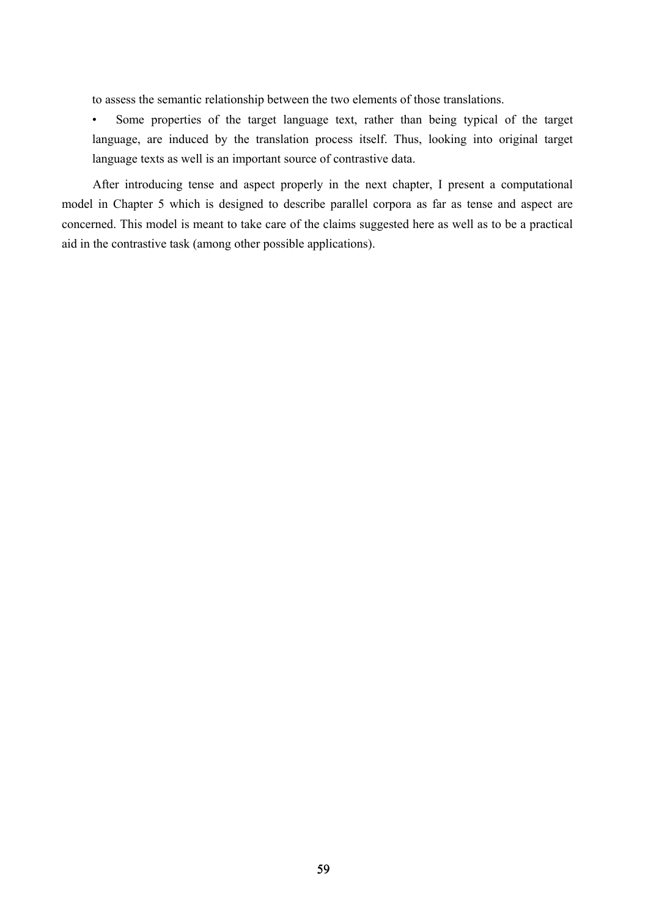to assess the semantic relationship between the two elements of those translations.

- Some properties of the target language text, rather than being typical of the target language, are induced by the translation process itself. Thus, looking into original target language texts as well is an important source of contrastive data.

After introducing tense and aspect properly in the next chapter, I present a computational model in Chapter 5 which is designed to describe parallel corpora as far as tense and aspect are concerned. This model is meant to take care of the claims suggested here as well as to be a practical aid in the contrastive task (among other possible applications).